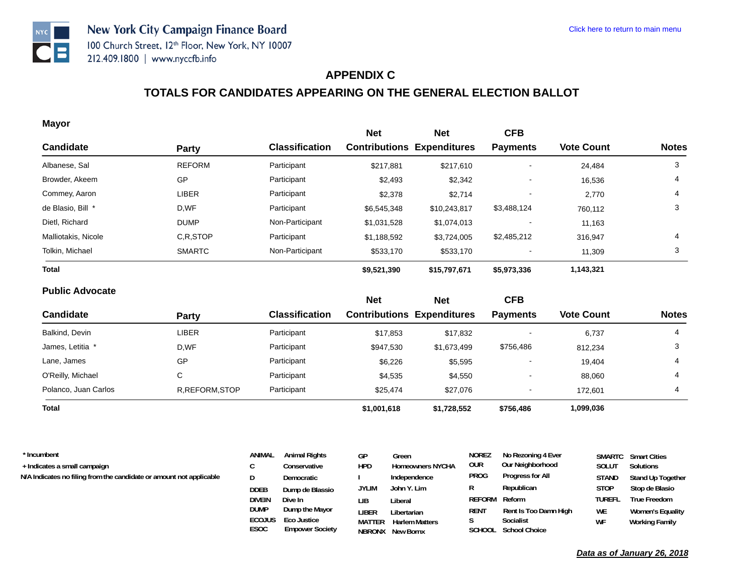New York City Campaign Finance Board
100 Church Street, 12th Floor, New York, NY 10007
212.409.1800 | www.nyccfb.info

Click here to return to main menu

# APPENDIX C

## TOTALS FOR CANDIDATES APPEARING ON THE GENERAL ELECTION BALLOT

### Mayor

| Candidate | Party | Classification | Net Contributions | Net Expenditures | CFB Payments | Vote Count | Notes |
|---|---|---|---|---|---|---|---|
| Albanese, Sal | REFORM | Participant | $217,881 | $217,610 | - | 24,484 | 3 |
| Browder, Akeem | GP | Participant | $2,493 | $2,342 | - | 16,536 | 4 |
| Commey, Aaron | LIBER | Participant | $2,378 | $2,714 | - | 2,770 | 4 |
| de Blasio, Bill * | D,WF | Participant | $6,545,348 | $10,243,817 | $3,488,124 | 760,112 | 3 |
| Dietl, Richard | DUMP | Non-Participant | $1,031,528 | $1,074,013 | - | 11,163 | |
| Malliotakis, Nicole | C,R,STOP | Participant | $1,188,592 | $3,724,005 | $2,485,212 | 316,947 | 4 |
| Tolkin, Michael | SMARTC | Non-Participant | $533,170 | $533,170 | - | 11,309 | 3 |
| **Total** | | | **$9,521,390** | **$15,797,671** | **$5,973,336** | **1,143,321** | |

### Public Advocate

| Candidate | Party | Classification | Net Contributions | Net Expenditures | CFB Payments | Vote Count | Notes |
|---|---|---|---|---|---|---|---|
| Balkind, Devin | LIBER | Participant | $17,853 | $17,832 | - | 6,737 | 4 |
| James, Letitia * | D,WF | Participant | $947,530 | $1,673,499 | $756,486 | 812,234 | 3 |
| Lane, James | GP | Participant | $6,226 | $5,595 | - | 19,404 | 4 |
| O'Reilly, Michael | C | Participant | $4,535 | $4,550 | - | 88,060 | 4 |
| Polanco, Juan Carlos | R,REFORM,STOP | Participant | $25,474 | $27,076 | - | 172,601 | 4 |
| **Total** | | | **$1,001,618** | **$1,728,552** | **$756,486** | **1,099,036** | |

\* Incumbent
\+ Indicates a small campaign
N/A Indicates no filing from the candidate or amount not applicable

| Code | Party | Code | Party | Code | Party | Code | Party |
|---|---|---|---|---|---|---|---|
| ANIMAL | Animal Rights | GP | Green | NOREZ | No Rezoning 4 Ever | SMARTC | Smart Cities |
| C | Conservative | HPD | Homeowners NYCHA | OUR | Our Neighborhood | SOLUT | Solutions |
| D | Democratic | I | Independence | PROG | Progress for All | STAND | Stand Up Together |
| DDEB | Dump de Blassio | JYLIM | John Y. Lim | R | Republican | STOP | Stop de Blasio |
| DIVEIN | Dive In | LIB | Liberal | REFORM | Reform | TUREFL | True Freedom |
| DUMP | Dump the Mayor | LIBER | Libertarian | RENT | Rent Is Too Damn High | WE | Women's Equality |
| ECOJUS | Eco Justice | MATTER | Harlem Matters | S | Socialist | WF | Working Family |
| ESOC | Empower Society | NBRONX | New Bornx | SCHOOL | School Choice | | |

***Data as of January 26, 2018***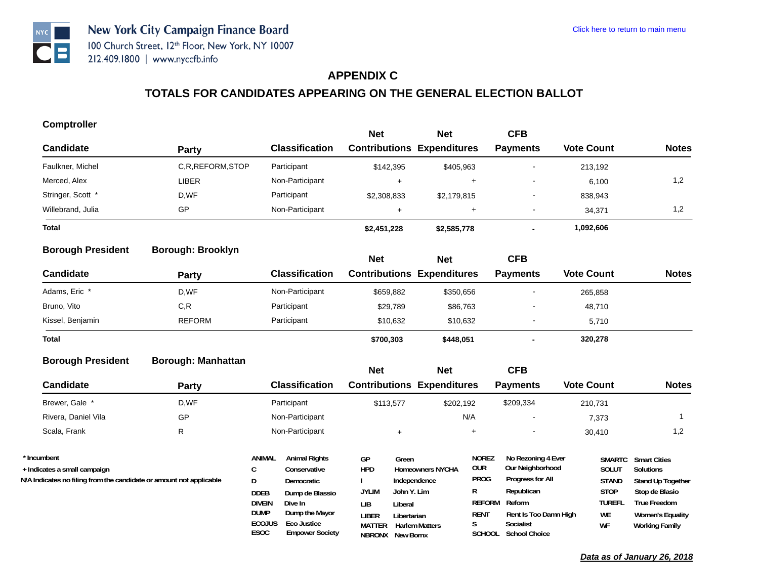## APPENDIX C

## TOTALS FOR CANDIDATES APPEARING ON THE GENERAL ELECTION BALLOT

### Comptroller

| Candidate | Party | Classification | Net Contributions | Net Expenditures | CFB Payments | Vote Count | Notes |
|---|---|---|---|---|---|---|---|
| Faulkner, Michel | C,R,REFORM,STOP | Participant | $142,395 | $405,963 | - | 213,192 | |
| Merced, Alex | LIBER | Non-Participant | + | + | - | 6,100 | 1,2 |
| Stringer, Scott * | D,WF | Participant | $2,308,833 | $2,179,815 | - | 838,943 | |
| Willebrand, Julia | GP | Non-Participant | + | + | - | 34,371 | 1,2 |
| **Total** | | | **$2,451,228** | **$2,585,778** | **-** | **1,092,606** | |

### Borough President — Borough: Brooklyn

| Candidate | Party | Classification | Net Contributions | Net Expenditures | CFB Payments | Vote Count | Notes |
|---|---|---|---|---|---|---|---|
| Adams, Eric * | D,WF | Non-Participant | $659,882 | $350,656 | - | 265,858 | |
| Bruno, Vito | C,R | Participant | $29,789 | $86,763 | - | 48,710 | |
| Kissel, Benjamin | REFORM | Participant | $10,632 | $10,632 | - | 5,710 | |
| **Total** | | | **$700,303** | **$448,051** | **-** | **320,278** | |

### Borough President — Borough: Manhattan

| Candidate | Party | Classification | Net Contributions | Net Expenditures | CFB Payments | Vote Count | Notes |
|---|---|---|---|---|---|---|---|
| Brewer, Gale * | D,WF | Participant | $113,577 | $202,192 | $209,334 | 210,731 | |
| Rivera, Daniel Vila | GP | Non-Participant | | N/A | - | 7,373 | 1 |
| Scala, Frank | R | Non-Participant | + | + | - | 30,410 | 1,2 |

\* Incumbent
\+ Indicates a small campaign
N/A Indicates no filing from the candidate or amount not applicable

| Code | Party | Code | Party | Code | Party | Code | Party |
|---|---|---|---|---|---|---|---|
| ANIMAL | Animal Rights | GP | Green | NOREZ | No Rezoning 4 Ever | SMARTC | Smart Cities |
| C | Conservative | HPD | Homeowners NYCHA | OUR | Our Neighborhood | SOLUT | Solutions |
| D | Democratic | I | Independence | PROG | Progress for All | STAND | Stand Up Together |
| DDEB | Dump de Blassio | JYLIM | John Y. Lim | R | Republican | STOP | Stop de Blasio |
| DIVEIN | Dive In | LIB | Liberal | REFORM | Reform | TUREFL | True Freedom |
| DUMP | Dump the Mayor | LIBER | Libertarian | RENT | Rent Is Too Damn High | WE | Women's Equality |
| ECOJUS | Eco Justice | MATTER | Harlem Matters | S | Socialist | WF | Working Family |
| ESOC | Empower Society | NBRONX | New Bornx | SCHOOL | School Choice | | |

***Data as of January 26, 2018***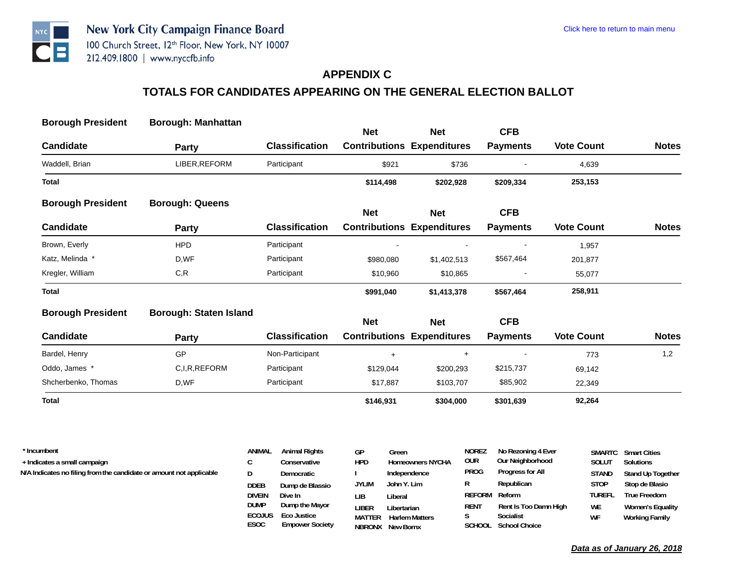New York City Campaign Finance Board
100 Church Street, 12th Floor, New York, NY 10007
212.409.1800 | www.nyccfb.info

Click here to return to main menu

# APPENDIX C

## TOTALS FOR CANDIDATES APPEARING ON THE GENERAL ELECTION BALLOT

### Borough President — Borough: Manhattan

| Candidate | Party | Classification | Net Contributions | Net Expenditures | CFB Payments | Vote Count | Notes |
|---|---|---|---|---|---|---|---|
| Waddell, Brian | LIBER,REFORM | Participant | $921 | $736 | - | 4,639 | |
| **Total** | | | **$114,498** | **$202,928** | **$209,334** | **253,153** | |

### Borough President — Borough: Queens

| Candidate | Party | Classification | Net Contributions | Net Expenditures | CFB Payments | Vote Count | Notes |
|---|---|---|---|---|---|---|---|
| Brown, Everly | HPD | Participant | - | - | - | 1,957 | |
| Katz, Melinda * | D,WF | Participant | $980,080 | $1,402,513 | $567,464 | 201,877 | |
| Kregler, William | C,R | Participant | $10,960 | $10,865 | - | 55,077 | |
| **Total** | | | **$991,040** | **$1,413,378** | **$567,464** | **258,911** | |

### Borough President — Borough: Staten Island

| Candidate | Party | Classification | Net Contributions | Net Expenditures | CFB Payments | Vote Count | Notes |
|---|---|---|---|---|---|---|---|
| Bardel, Henry | GP | Non-Participant | + | + | - | 773 | 1,2 |
| Oddo, James * | C,I,R,REFORM | Participant | $129,044 | $200,293 | $215,737 | 69,142 | |
| Shcherbenko, Thomas | D,WF | Participant | $17,887 | $103,707 | $85,902 | 22,349 | |
| **Total** | | | **$146,931** | **$304,000** | **$301,639** | **92,264** | |

\* Incumbent
\+ Indicates a small campaign
N/A Indicates no filing from the candidate or amount not applicable

| Code | Party | Code | Party | Code | Party | Code | Party |
|---|---|---|---|---|---|---|---|
| ANIMAL | Animal Rights | GP | Green | NOREZ | No Rezoning 4 Ever | SMARTC | Smart Cities |
| C | Conservative | HPD | Homeowners NYCHA | OUR | Our Neighborhood | SOLUT | Solutions |
| D | Democratic | I | Independence | PROG | Progress for All | STAND | Stand Up Together |
| DDEB | Dump de Blassio | JYLIM | John Y. Lim | R | Republican | STOP | Stop de Blasio |
| DIVEIN | Dive In | LIB | Liberal | REFORM | Reform | TUREFL | True Freedom |
| DUMP | Dump the Mayor | LIBER | Libertarian | RENT | Rent Is Too Damn High | WE | Women's Equality |
| ECOJUS | Eco Justice | MATTER | Harlem Matters | S | Socialist | WF | Working Family |
| ESOC | Empower Society | NBRONX | New Bornx | SCHOOL | School Choice | | |

***Data as of January 26, 2018***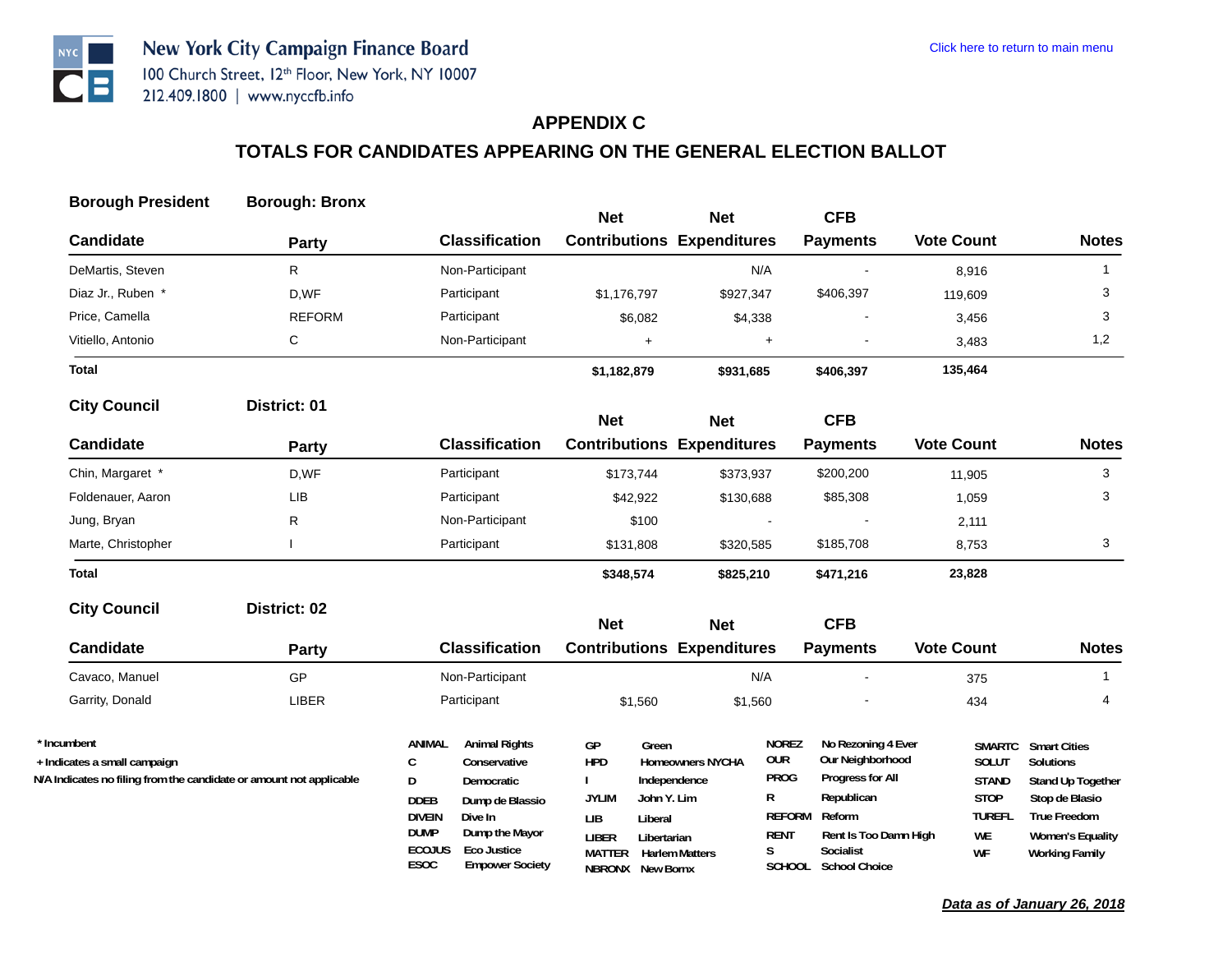New York City Campaign Finance Board
100 Church Street, 12th Floor, New York, NY 10007
212.409.1800 | www.nyccfb.info

Click here to return to main menu

## APPENDIX C

## TOTALS FOR CANDIDATES APPEARING ON THE GENERAL ELECTION BALLOT

### Borough President — Borough: Bronx

| Candidate | Party | Classification | Net Contributions | Net Expenditures | CFB Payments | Vote Count | Notes |
|---|---|---|---|---|---|---|---|
| DeMartis, Steven | R | Non-Participant | | N/A | - | 8,916 | 1 |
| Diaz Jr., Ruben * | D,WF | Participant | $1,176,797 | $927,347 | $406,397 | 119,609 | 3 |
| Price, Camella | REFORM | Participant | $6,082 | $4,338 | - | 3,456 | 3 |
| Vitiello, Antonio | C | Non-Participant | + | + | - | 3,483 | 1,2 |
| **Total** | | | **$1,182,879** | **$931,685** | **$406,397** | **135,464** | |

### City Council — District: 01

| Candidate | Party | Classification | Net Contributions | Net Expenditures | CFB Payments | Vote Count | Notes |
|---|---|---|---|---|---|---|---|
| Chin, Margaret * | D,WF | Participant | $173,744 | $373,937 | $200,200 | 11,905 | 3 |
| Foldenauer, Aaron | LIB | Participant | $42,922 | $130,688 | $85,308 | 1,059 | 3 |
| Jung, Bryan | R | Non-Participant | $100 | - | - | 2,111 | |
| Marte, Christopher | I | Participant | $131,808 | $320,585 | $185,708 | 8,753 | 3 |
| **Total** | | | **$348,574** | **$825,210** | **$471,216** | **23,828** | |

### City Council — District: 02

| Candidate | Party | Classification | Net Contributions | Net Expenditures | CFB Payments | Vote Count | Notes |
|---|---|---|---|---|---|---|---|
| Cavaco, Manuel | GP | Non-Participant | | N/A | - | 375 | 1 |
| Garrity, Donald | LIBER | Participant | $1,560 | $1,560 | - | 434 | 4 |

\* Incumbent
\+ Indicates a small campaign
N/A Indicates no filing from the candidate or amount not applicable

| Code | Party | Code | Party | Code | Party | Code | Party |
|---|---|---|---|---|---|---|---|
| ANIMAL | Animal Rights | GP | Green | NOREZ | No Rezoning 4 Ever | SMARTC | Smart Cities |
| C | Conservative | HPD | Homeowners NYCHA | OUR | Our Neighborhood | SOLUT | Solutions |
| D | Democratic | I | Independence | PROG | Progress for All | STAND | Stand Up Together |
| DDEB | Dump de Blassio | JYLIM | John Y. Lim | R | Republican | STOP | Stop de Blasio |
| DIVEIN | Dive In | LIB | Liberal | REFORM | Reform | TUREFL | True Freedom |
| DUMP | Dump the Mayor | LIBER | Libertarian | RENT | Rent Is Too Damn High | WE | Women's Equality |
| ECOJUS | Eco Justice | MATTER | Harlem Matters | S | Socialist | WF | Working Family |
| ESOC | Empower Society | NBRONX | New Bornx | SCHOOL | School Choice | | |

***Data as of January 26, 2018***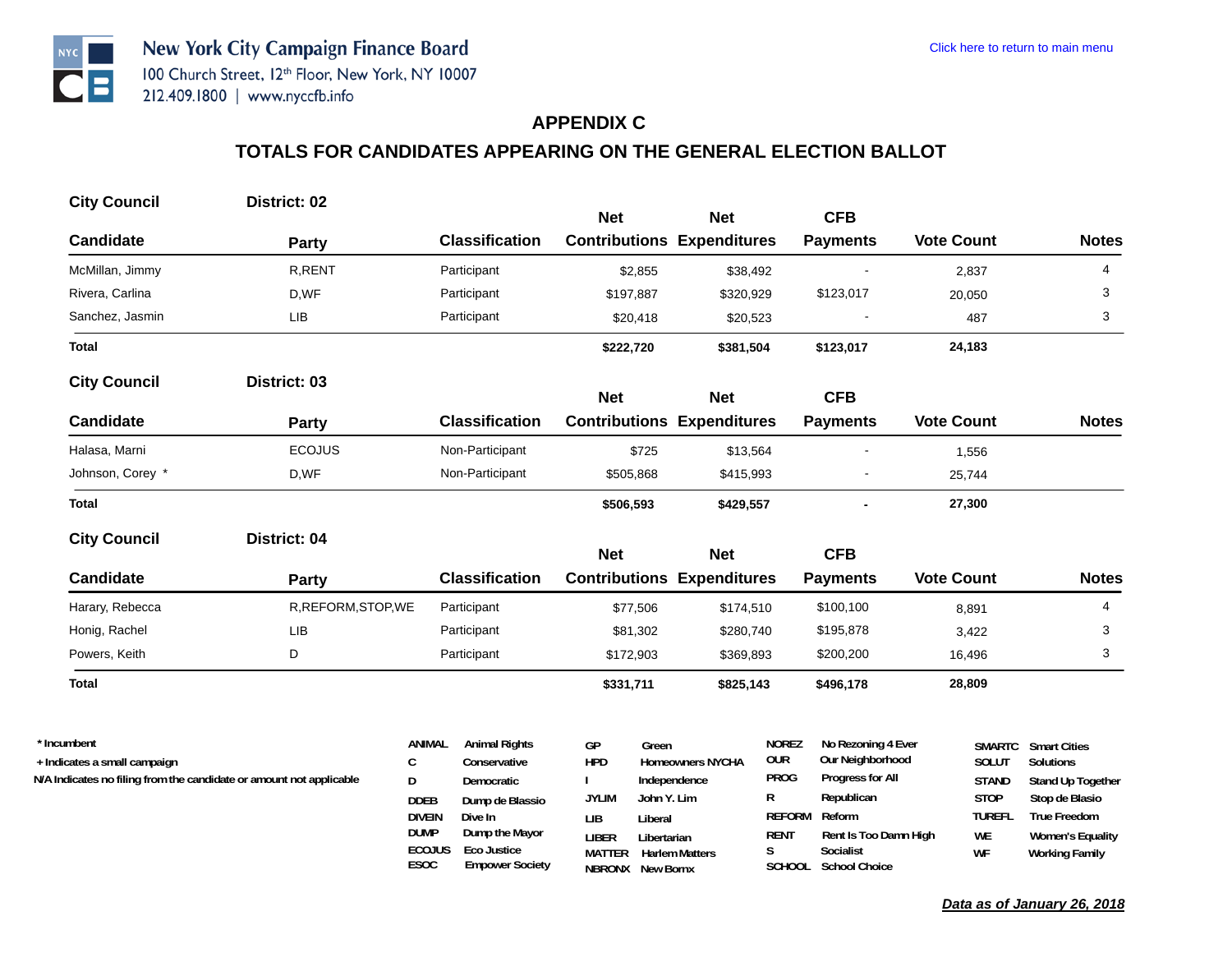New York City Campaign Finance Board
100 Church Street, 12th Floor, New York, NY 10007
212.409.1800 | www.nyccfb.info

Click here to return to main menu

## APPENDIX C

## TOTALS FOR CANDIDATES APPEARING ON THE GENERAL ELECTION BALLOT

**City Council** **District: 02**

| Candidate | Party | Classification | Net Contributions | Net Expenditures | CFB Payments | Vote Count | Notes |
|---|---|---|---|---|---|---|---|
| McMillan, Jimmy | R,RENT | Participant | $2,855 | $38,492 | - | 2,837 | 4 |
| Rivera, Carlina | D,WF | Participant | $197,887 | $320,929 | $123,017 | 20,050 | 3 |
| Sanchez, Jasmin | LIB | Participant | $20,418 | $20,523 | - | 487 | 3 |
| **Total** | | | **$222,720** | **$381,504** | **$123,017** | **24,183** | |

**City Council** **District: 03**

| Candidate | Party | Classification | Net Contributions | Net Expenditures | CFB Payments | Vote Count | Notes |
|---|---|---|---|---|---|---|---|
| Halasa, Marni | ECOJUS | Non-Participant | $725 | $13,564 | - | 1,556 | |
| Johnson, Corey * | D,WF | Non-Participant | $505,868 | $415,993 | - | 25,744 | |
| **Total** | | | **$506,593** | **$429,557** | **-** | **27,300** | |

**City Council** **District: 04**

| Candidate | Party | Classification | Net Contributions | Net Expenditures | CFB Payments | Vote Count | Notes |
|---|---|---|---|---|---|---|---|
| Harary, Rebecca | R,REFORM,STOP,WE | Participant | $77,506 | $174,510 | $100,100 | 8,891 | 4 |
| Honig, Rachel | LIB | Participant | $81,302 | $280,740 | $195,878 | 3,422 | 3 |
| Powers, Keith | D | Participant | $172,903 | $369,893 | $200,200 | 16,496 | 3 |
| **Total** | | | **$331,711** | **$825,143** | **$496,178** | **28,809** | |

\* Incumbent
\+ Indicates a small campaign
N/A Indicates no filing from the candidate or amount not applicable

| Code | Party | Code | Party | Code | Party | Code | Party |
|---|---|---|---|---|---|---|---|
| ANIMAL | Animal Rights | GP | Green | NOREZ | No Rezoning 4 Ever | SMARTC | Smart Cities |
| C | Conservative | HPD | Homeowners NYCHA | OUR | Our Neighborhood | SOLUT | Solutions |
| D | Democratic | I | Independence | PROG | Progress for All | STAND | Stand Up Together |
| DDEB | Dump de Blassio | JYLIM | John Y. Lim | R | Republican | STOP | Stop de Blasio |
| DIVEIN | Dive In | LIB | Liberal | REFORM | Reform | TUREFL | True Freedom |
| DUMP | Dump the Mayor | LIBER | Libertarian | RENT | Rent Is Too Damn High | WE | Women's Equality |
| ECOJUS | Eco Justice | MATTER | Harlem Matters | S | Socialist | WF | Working Family |
| ESOC | Empower Society | NBRONX | New Bornx | SCHOOL | School Choice | | |

***Data as of January 26, 2018***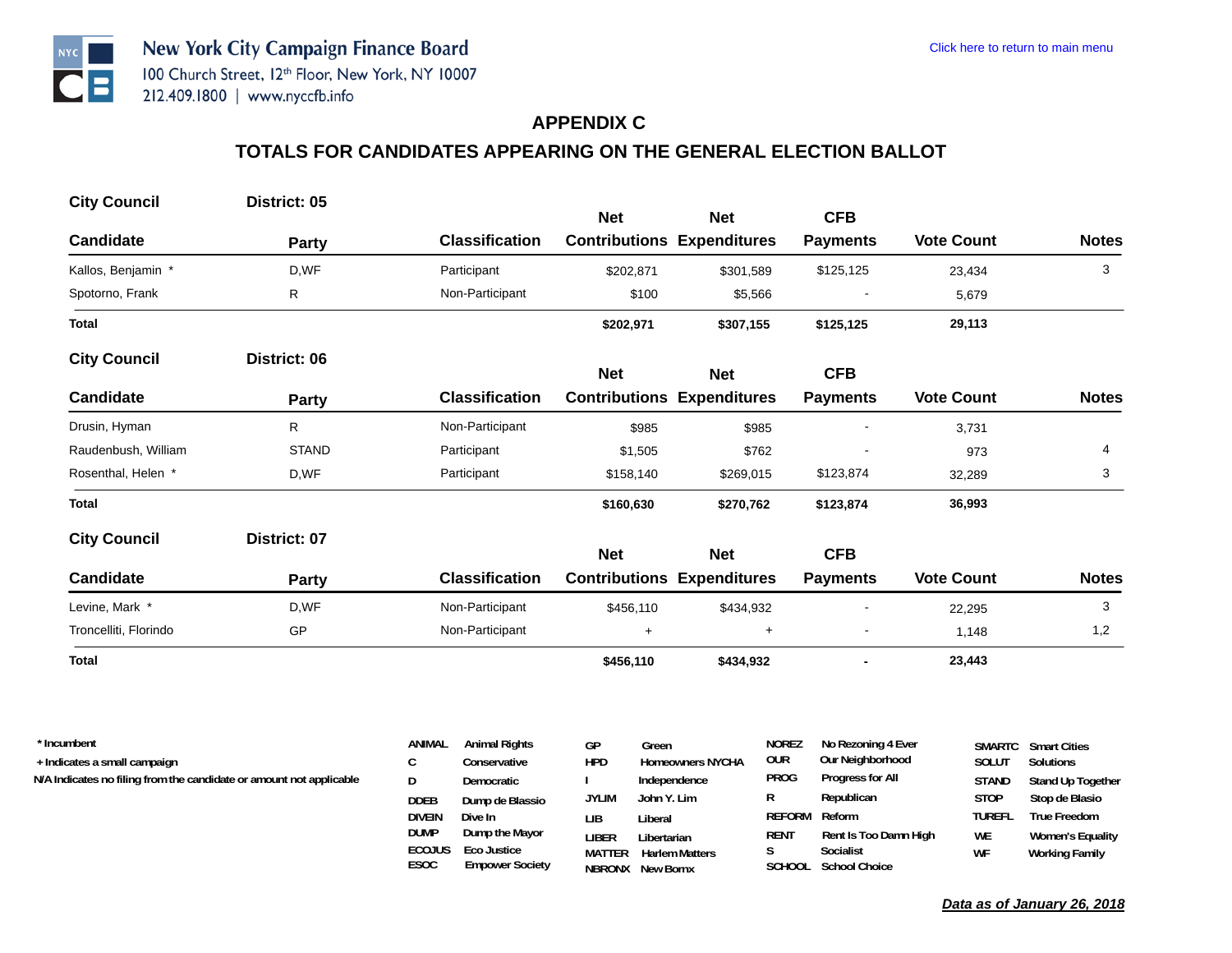New York City Campaign Finance Board
100 Church Street, 12th Floor, New York, NY 10007
212.409.1800 | www.nyccfb.info

Click here to return to main menu

# APPENDIX C

## TOTALS FOR CANDIDATES APPEARING ON THE GENERAL ELECTION BALLOT

### City Council — District: 05

| Candidate | Party | Classification | Net Contributions | Net Expenditures | CFB Payments | Vote Count | Notes |
|---|---|---|---|---|---|---|---|
| Kallos, Benjamin * | D,WF | Participant | $202,871 | $301,589 | $125,125 | 23,434 | 3 |
| Spotorno, Frank | R | Non-Participant | $100 | $5,566 | - | 5,679 | |
| **Total** | | | **$202,971** | **$307,155** | **$125,125** | **29,113** | |

### City Council — District: 06

| Candidate | Party | Classification | Net Contributions | Net Expenditures | CFB Payments | Vote Count | Notes |
|---|---|---|---|---|---|---|---|
| Drusin, Hyman | R | Non-Participant | $985 | $985 | - | 3,731 | |
| Raudenbush, William | STAND | Participant | $1,505 | $762 | - | 973 | 4 |
| Rosenthal, Helen * | D,WF | Participant | $158,140 | $269,015 | $123,874 | 32,289 | 3 |
| **Total** | | | **$160,630** | **$270,762** | **$123,874** | **36,993** | |

### City Council — District: 07

| Candidate | Party | Classification | Net Contributions | Net Expenditures | CFB Payments | Vote Count | Notes |
|---|---|---|---|---|---|---|---|
| Levine, Mark * | D,WF | Non-Participant | $456,110 | $434,932 | - | 22,295 | 3 |
| Troncelliti, Florindo | GP | Non-Participant | + | + | - | 1,148 | 1,2 |
| **Total** | | | **$456,110** | **$434,932** | **-** | **23,443** | |

\* Incumbent
\+ Indicates a small campaign
N/A Indicates no filing from the candidate or amount not applicable

| Code | Party | Code | Party | Code | Party | Code | Party |
|---|---|---|---|---|---|---|---|
| ANIMAL | Animal Rights | GP | Green | NOREZ | No Rezoning 4 Ever | SMARTC | Smart Cities |
| C | Conservative | HPD | Homeowners NYCHA | OUR | Our Neighborhood | SOLUT | Solutions |
| D | Democratic | I | Independence | PROG | Progress for All | STAND | Stand Up Together |
| DDEB | Dump de Blasio | JYLIM | John Y. Lim | R | Republican | STOP | Stop de Blasio |
| DIVEIN | Dive In | LIB | Liberal | REFORM | Reform | TUREFL | True Freedom |
| DUMP | Dump the Mayor | LIBER | Libertarian | RENT | Rent Is Too Damn High | WE | Women's Equality |
| ECOJUS | Eco Justice | MATTER | Harlem Matters | S | Socialist | WF | Working Family |
| ESOC | Empower Society | NBRONX | New Bornx | SCHOOL | School Choice | | |

***Data as of January 26, 2018***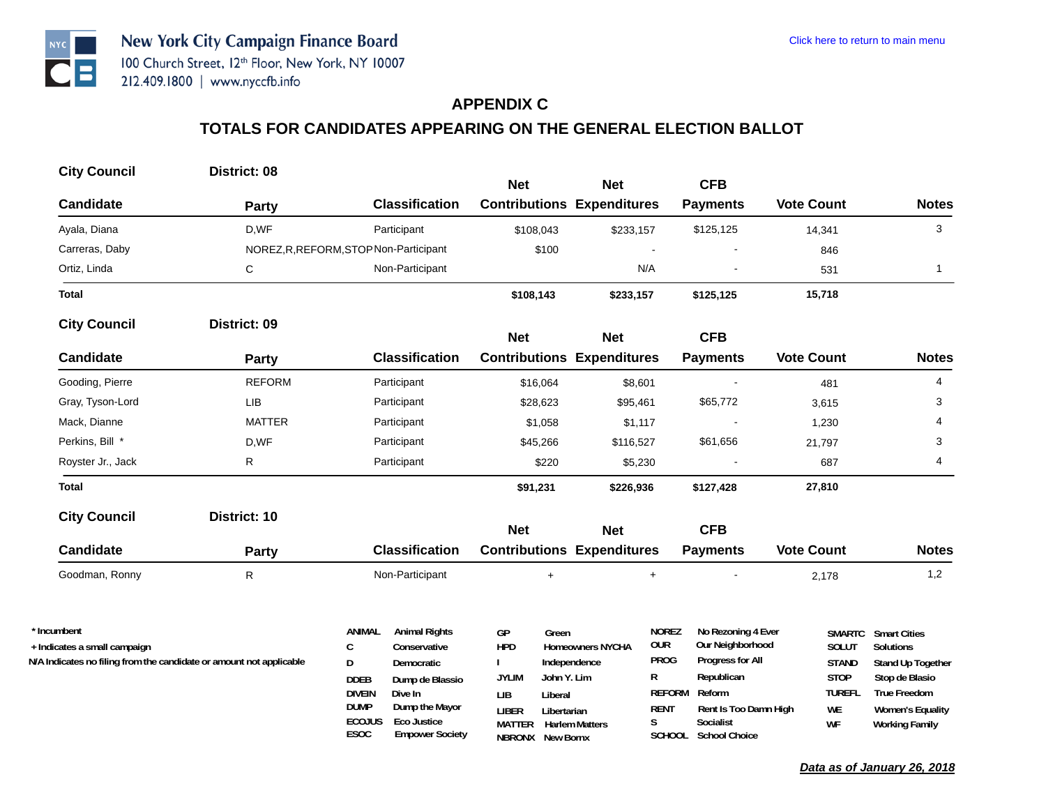New York City Campaign Finance Board
100 Church Street, 12th Floor, New York, NY 10007
212.409.1800 | www.nyccfb.info

Click here to return to main menu

## APPENDIX C

## TOTALS FOR CANDIDATES APPEARING ON THE GENERAL ELECTION BALLOT

**City Council** — **District: 08**

| Candidate | Party | Classification | Net Contributions | Net Expenditures | CFB Payments | Vote Count | Notes |
|---|---|---|---|---|---|---|---|
| Ayala, Diana | D,WF | Participant | $108,043 | $233,157 | $125,125 | 14,341 | 3 |
| Carreras, Daby | NOREZ,R,REFORM,STOP | Non-Participant | $100 | - | - | 846 | |
| Ortiz, Linda | C | Non-Participant | | N/A | - | 531 | 1 |
| **Total** | | | **$108,143** | **$233,157** | **$125,125** | **15,718** | |

**City Council** — **District: 09**

| Candidate | Party | Classification | Net Contributions | Net Expenditures | CFB Payments | Vote Count | Notes |
|---|---|---|---|---|---|---|---|
| Gooding, Pierre | REFORM | Participant | $16,064 | $8,601 | - | 481 | 4 |
| Gray, Tyson-Lord | LIB | Participant | $28,623 | $95,461 | $65,772 | 3,615 | 3 |
| Mack, Dianne | MATTER | Participant | $1,058 | $1,117 | - | 1,230 | 4 |
| Perkins, Bill * | D,WF | Participant | $45,266 | $116,527 | $61,656 | 21,797 | 3 |
| Royster Jr., Jack | R | Participant | $220 | $5,230 | - | 687 | 4 |
| **Total** | | | **$91,231** | **$226,936** | **$127,428** | **27,810** | |

**City Council** — **District: 10**

| Candidate | Party | Classification | Net Contributions | Net Expenditures | CFB Payments | Vote Count | Notes |
|---|---|---|---|---|---|---|---|
| Goodman, Ronny | R | Non-Participant | + | + | - | 2,178 | 1,2 |

\* Incumbent
\+ Indicates a small campaign
N/A Indicates no filing from the candidate or amount not applicable

| Code | Party | Code | Party | Code | Party | Code | Party |
|---|---|---|---|---|---|---|---|
| ANIMAL | Animal Rights | GP | Green | NOREZ | No Rezoning 4 Ever | SMARTC | Smart Cities |
| C | Conservative | HPD | Homeowners NYCHA | OUR | Our Neighborhood | SOLUT | Solutions |
| D | Democratic | I | Independence | PROG | Progress for All | STAND | Stand Up Together |
| DDEB | Dump de Blassio | JYLIM | John Y. Lim | R | Republican | STOP | Stop de Blasio |
| DIVEIN | Dive In | LIB | Liberal | REFORM | Reform | TUREFL | True Freedom |
| DUMP | Dump the Mayor | LIBER | Libertarian | RENT | Rent Is Too Damn High | WE | Women's Equality |
| ECOJUS | Eco Justice | MATTER | Harlem Matters | S | Socialist | WF | Working Family |
| ESOC | Empower Society | NBRONX | New Bornx | SCHOOL | School Choice | | |

***Data as of January 26, 2018***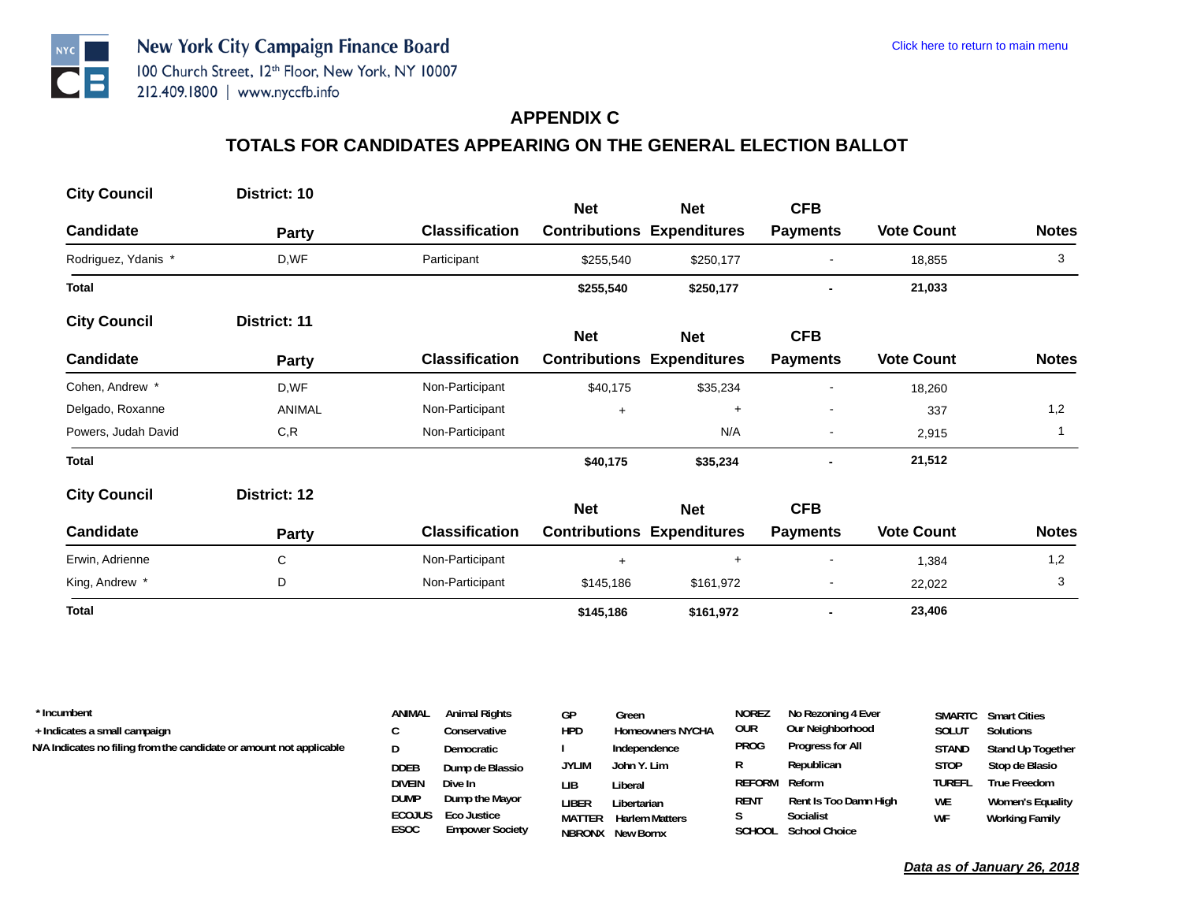New York City Campaign Finance Board
100 Church Street, 12th Floor, New York, NY 10007
212.409.1800 | www.nyccfb.info

Click here to return to main menu

## APPENDIX C

## TOTALS FOR CANDIDATES APPEARING ON THE GENERAL ELECTION BALLOT

**City Council** **District: 10**

| Candidate | Party | Classification | Net Contributions | Net Expenditures | CFB Payments | Vote Count | Notes |
|---|---|---|---|---|---|---|---|
| Rodriguez, Ydanis * | D,WF | Participant | $255,540 | $250,177 | - | 18,855 | 3 |
| **Total** | | | **$255,540** | **$250,177** | **-** | **21,033** | |

**City Council** **District: 11**

| Candidate | Party | Classification | Net Contributions | Net Expenditures | CFB Payments | Vote Count | Notes |
|---|---|---|---|---|---|---|---|
| Cohen, Andrew * | D,WF | Non-Participant | $40,175 | $35,234 | - | 18,260 | |
| Delgado, Roxanne | ANIMAL | Non-Participant | + | + | - | 337 | 1,2 |
| Powers, Judah David | C,R | Non-Participant | | N/A | - | 2,915 | 1 |
| **Total** | | | **$40,175** | **$35,234** | **-** | **21,512** | |

**City Council** **District: 12**

| Candidate | Party | Classification | Net Contributions | Net Expenditures | CFB Payments | Vote Count | Notes |
|---|---|---|---|---|---|---|---|
| Erwin, Adrienne | C | Non-Participant | + | + | - | 1,384 | 1,2 |
| King, Andrew * | D | Non-Participant | $145,186 | $161,972 | - | 22,022 | 3 |
| **Total** | | | **$145,186** | **$161,972** | **-** | **23,406** | |

\* Incumbent
\+ Indicates a small campaign
N/A Indicates no filing from the candidate or amount not applicable

| Code | Party | Code | Party | Code | Party | Code | Party |
|---|---|---|---|---|---|---|---|
| ANIMAL | Animal Rights | GP | Green | NOREZ | No Rezoning 4 Ever | SMARTC | Smart Cities |
| C | Conservative | HPD | Homeowners NYCHA | OUR | Our Neighborhood | SOLUT | Solutions |
| D | Democratic | I | Independence | PROG | Progress for All | STAND | Stand Up Together |
| DDEB | Dump de Blassio | JYLIM | John Y. Lim | R | Republican | STOP | Stop de Blasio |
| DIVEIN | Dive In | LIB | Liberal | REFORM | Reform | TUREFL | True Freedom |
| DUMP | Dump the Mayor | LIBER | Libertarian | RENT | Rent Is Too Damn High | WE | Women's Equality |
| ECOJUS | Eco Justice | MATTER | Harlem Matters | S | Socialist | WF | Working Family |
| ESOC | Empower Society | NBRONX | New Bornx | SCHOOL | School Choice | | |

***Data as of January 26, 2018***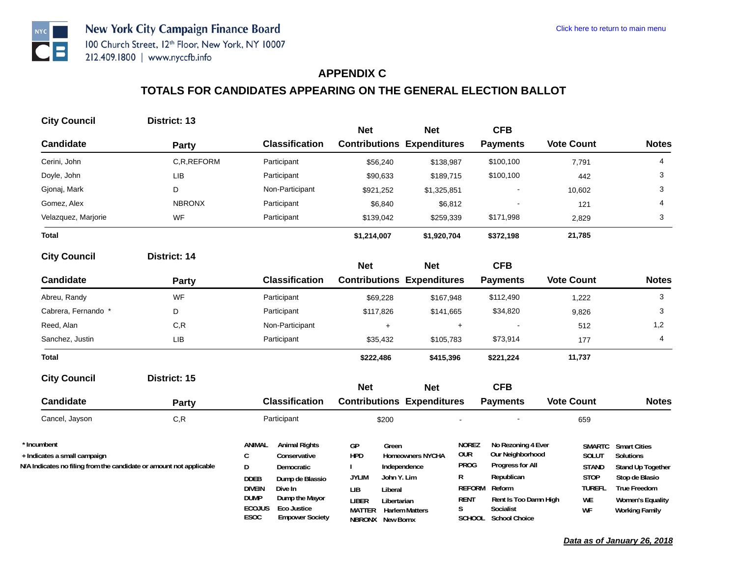New York City Campaign Finance Board
100 Church Street, 12th Floor, New York, NY 10007
212.409.1800 | www.nyccfb.info

Click here to return to main menu

## APPENDIX C

## TOTALS FOR CANDIDATES APPEARING ON THE GENERAL ELECTION BALLOT

### City Council District: 13

| Candidate | Party | Classification | Net Contributions | Net Expenditures | CFB Payments | Vote Count | Notes |
|---|---|---|---|---|---|---|---|
| Cerini, John | C,R,REFORM | Participant | $56,240 | $138,987 | $100,100 | 7,791 | 4 |
| Doyle, John | LIB | Participant | $90,633 | $189,715 | $100,100 | 442 | 3 |
| Gjonaj, Mark | D | Non-Participant | $921,252 | $1,325,851 | - | 10,602 | 3 |
| Gomez, Alex | NBRONX | Participant | $6,840 | $6,812 | - | 121 | 4 |
| Velazquez, Marjorie | WF | Participant | $139,042 | $259,339 | $171,998 | 2,829 | 3 |
| **Total** | | | **$1,214,007** | **$1,920,704** | **$372,198** | **21,785** | |

### City Council District: 14

| Candidate | Party | Classification | Net Contributions | Net Expenditures | CFB Payments | Vote Count | Notes |
|---|---|---|---|---|---|---|---|
| Abreu, Randy | WF | Participant | $69,228 | $167,948 | $112,490 | 1,222 | 3 |
| Cabrera, Fernando * | D | Participant | $117,826 | $141,665 | $34,820 | 9,826 | 3 |
| Reed, Alan | C,R | Non-Participant | + | + | - | 512 | 1,2 |
| Sanchez, Justin | LIB | Participant | $35,432 | $105,783 | $73,914 | 177 | 4 |
| **Total** | | | **$222,486** | **$415,396** | **$221,224** | **11,737** | |

### City Council District: 15

| Candidate | Party | Classification | Net Contributions | Net Expenditures | CFB Payments | Vote Count | Notes |
|---|---|---|---|---|---|---|---|
| Cancel, Jayson | C,R | Participant | $200 | - | - | 659 | |

\* Incumbent
\+ Indicates a small campaign
N/A Indicates no filing from the candidate or amount not applicable

| Code | Party | Code | Party | Code | Party | Code | Party |
|---|---|---|---|---|---|---|---|
| ANIMAL | Animal Rights | GP | Green | NOREZ | No Rezoning 4 Ever | SMARTC | Smart Cities |
| C | Conservative | HPD | Homeowners NYCHA | OUR | Our Neighborhood | SOLUT | Solutions |
| D | Democratic | I | Independence | PROG | Progress for All | STAND | Stand Up Together |
| DDEB | Dump de Blassio | JYLIM | John Y. Lim | R | Republican | STOP | Stop de Blasio |
| DIVEIN | Dive In | LIB | Liberal | REFORM | Reform | TUREFL | True Freedom |
| DUMP | Dump the Mayor | LIBER | Libertarian | RENT | Rent Is Too Damn High | WE | Women's Equality |
| ECOJUS | Eco Justice | MATTER | Harlem Matters | S | Socialist | WF | Working Family |
| ESOC | Empower Society | NBRONX | New Bornx | SCHOOL | School Choice | | |

***Data as of January 26, 2018***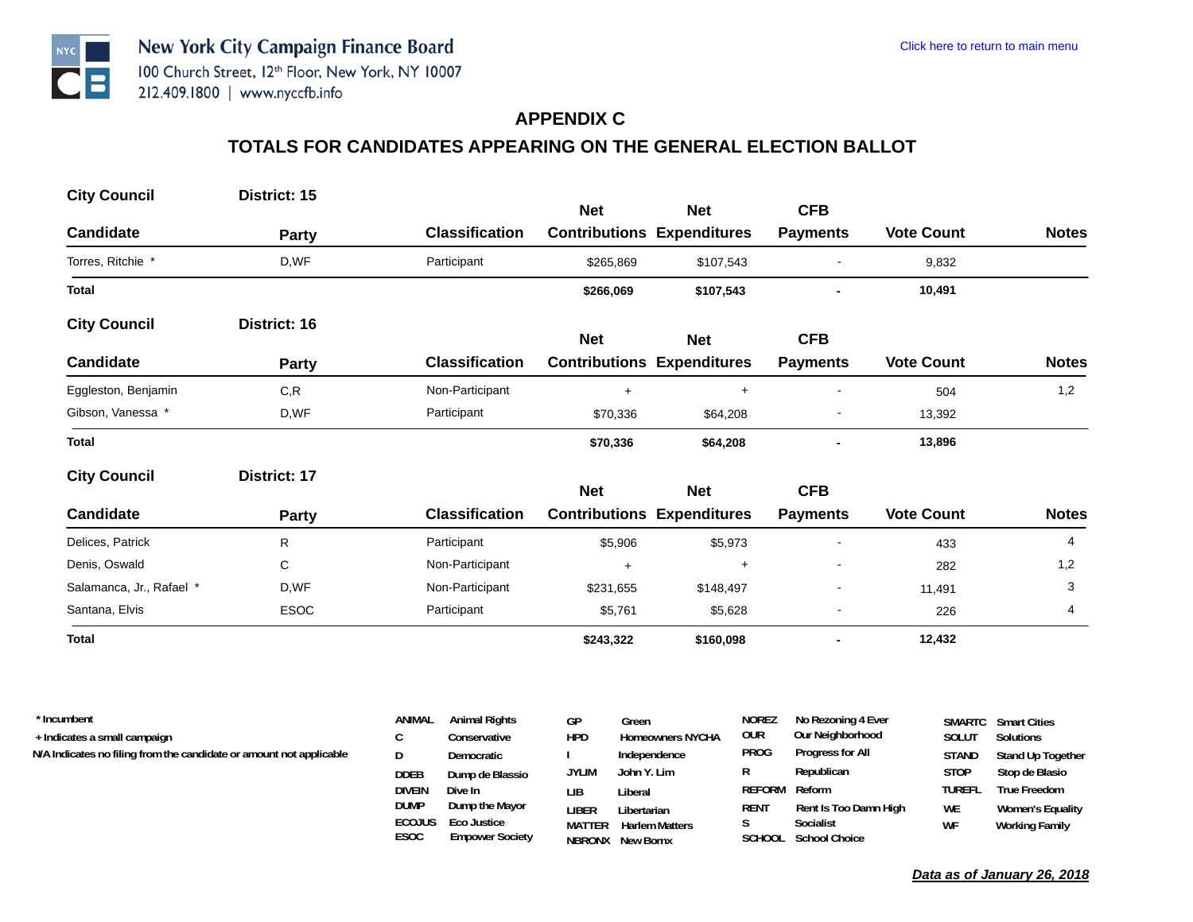New York City Campaign Finance Board
100 Church Street, 12th Floor, New York, NY 10007
212.409.1800 | www.nyccfb.info

Click here to return to main menu

## APPENDIX C

## TOTALS FOR CANDIDATES APPEARING ON THE GENERAL ELECTION BALLOT

### City Council — District: 15

| Candidate | Party | Classification | Net Contributions | Net Expenditures | CFB Payments | Vote Count | Notes |
|---|---|---|---|---|---|---|---|
| Torres, Ritchie * | D,WF | Participant | $265,869 | $107,543 | - | 9,832 | |
| **Total** | | | **$266,069** | **$107,543** | **-** | **10,491** | |

### City Council — District: 16

| Candidate | Party | Classification | Net Contributions | Net Expenditures | CFB Payments | Vote Count | Notes |
|---|---|---|---|---|---|---|---|
| Eggleston, Benjamin | C,R | Non-Participant | + | + | - | 504 | 1,2 |
| Gibson, Vanessa * | D,WF | Participant | $70,336 | $64,208 | - | 13,392 | |
| **Total** | | | **$70,336** | **$64,208** | **-** | **13,896** | |

### City Council — District: 17

| Candidate | Party | Classification | Net Contributions | Net Expenditures | CFB Payments | Vote Count | Notes |
|---|---|---|---|---|---|---|---|
| Delices, Patrick | R | Participant | $5,906 | $5,973 | - | 433 | 4 |
| Denis, Oswald | C | Non-Participant | + | + | - | 282 | 1,2 |
| Salamanca, Jr., Rafael * | D,WF | Non-Participant | $231,655 | $148,497 | - | 11,491 | 3 |
| Santana, Elvis | ESOC | Participant | $5,761 | $5,628 | - | 226 | 4 |
| **Total** | | | **$243,322** | **$160,098** | **-** | **12,432** | |

\* Incumbent
\+ Indicates a small campaign
N/A Indicates no filing from the candidate or amount not applicable

| Code | Party | Code | Party | Code | Party | Code | Party |
|---|---|---|---|---|---|---|---|
| ANIMAL | Animal Rights | GP | Green | NOREZ | No Rezoning 4 Ever | SMARTC | Smart Cities |
| C | Conservative | HPD | Homeowners NYCHA | OUR | Our Neighborhood | SOLUT | Solutions |
| D | Democratic | I | Independence | PROG | Progress for All | STAND | Stand Up Together |
| DDEB | Dump de Blassio | JYLIM | John Y. Lim | R | Republican | STOP | Stop de Blasio |
| DIVEIN | Dive In | LIB | Liberal | REFORM | Reform | TUREFL | True Freedom |
| DUMP | Dump the Mayor | LIBER | Libertarian | RENT | Rent Is Too Damn High | WE | Women's Equality |
| ECOJUS | Eco Justice | MATTER | Harlem Matters | S | Socialist | WF | Working Family |
| ESOC | Empower Society | NBRONX | New Bornx | SCHOOL | School Choice | | |

***Data as of January 26, 2018***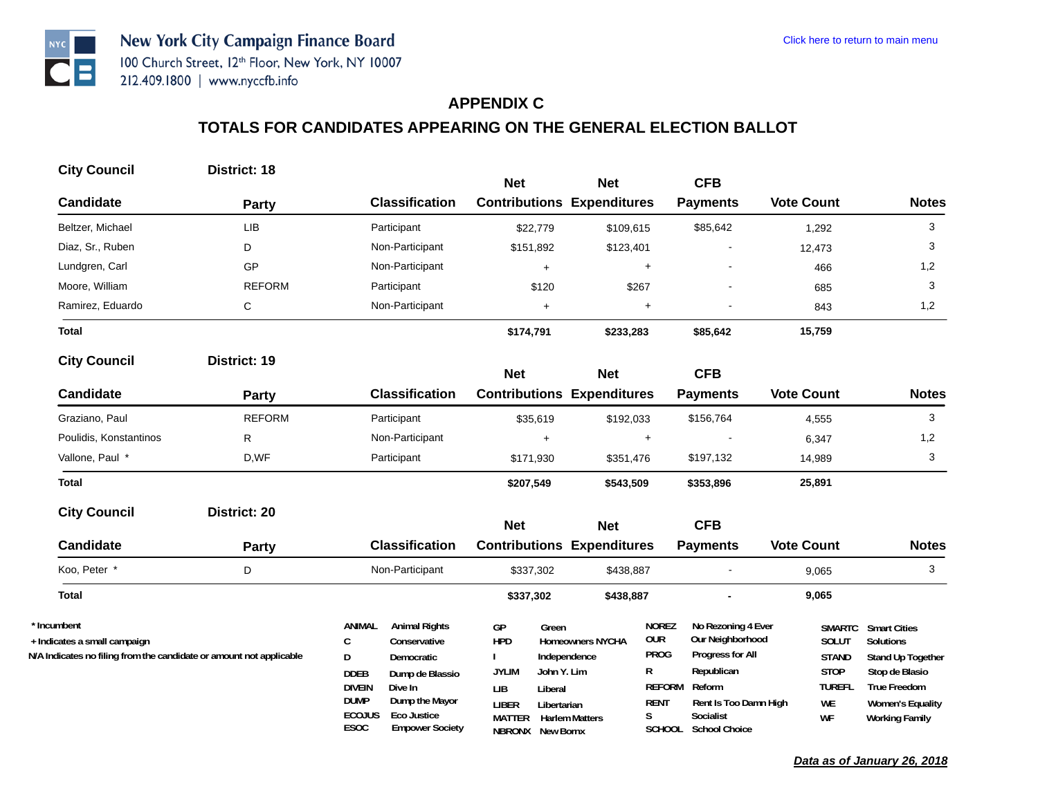New York City Campaign Finance Board
100 Church Street, 12th Floor, New York, NY 10007
212.409.1800 | www.nyccfb.info

Click here to return to main menu

## APPENDIX C

## TOTALS FOR CANDIDATES APPEARING ON THE GENERAL ELECTION BALLOT

### City Council District: 18

| Candidate | Party | Classification | Net Contributions | Net Expenditures | CFB Payments | Vote Count | Notes |
|---|---|---|---|---|---|---|---|
| Beltzer, Michael | LIB | Participant | $22,779 | $109,615 | $85,642 | 1,292 | 3 |
| Diaz, Sr., Ruben | D | Non-Participant | $151,892 | $123,401 | - | 12,473 | 3 |
| Lundgren, Carl | GP | Non-Participant | + | + | - | 466 | 1,2 |
| Moore, William | REFORM | Participant | $120 | $267 | - | 685 | 3 |
| Ramirez, Eduardo | C | Non-Participant | + | + | - | 843 | 1,2 |
| **Total** | | | **$174,791** | **$233,283** | **$85,642** | **15,759** | |

### City Council District: 19

| Candidate | Party | Classification | Net Contributions | Net Expenditures | CFB Payments | Vote Count | Notes |
|---|---|---|---|---|---|---|---|
| Graziano, Paul | REFORM | Participant | $35,619 | $192,033 | $156,764 | 4,555 | 3 |
| Poulidis, Konstantinos | R | Non-Participant | + | + | - | 6,347 | 1,2 |
| Vallone, Paul * | D,WF | Participant | $171,930 | $351,476 | $197,132 | 14,989 | 3 |
| **Total** | | | **$207,549** | **$543,509** | **$353,896** | **25,891** | |

### City Council District: 20

| Candidate | Party | Classification | Net Contributions | Net Expenditures | CFB Payments | Vote Count | Notes |
|---|---|---|---|---|---|---|---|
| Koo, Peter * | D | Non-Participant | $337,302 | $438,887 | - | 9,065 | 3 |
| **Total** | | | **$337,302** | **$438,887** | **-** | **9,065** | |

\* Incumbent
\+ Indicates a small campaign
N/A Indicates no filing from the candidate or amount not applicable

| Code | Party | Code | Party | Code | Party | Code | Party |
|---|---|---|---|---|---|---|---|
| ANIMAL | Animal Rights | GP | Green | NOREZ | No Rezoning 4 Ever | SMARTC | Smart Cities |
| C | Conservative | HPD | Homeowners NYCHA | OUR | Our Neighborhood | SOLUT | Solutions |
| D | Democratic | I | Independence | PROG | Progress for All | STAND | Stand Up Together |
| DDEB | Dump de Blassio | JYLIM | John Y. Lim | R | Republican | STOP | Stop de Blasio |
| DIVEIN | Dive In | LIB | Liberal | REFORM | Reform | TUREFL | True Freedom |
| DUMP | Dump the Mayor | LIBER | Libertarian | RENT | Rent Is Too Damn High | WE | Women's Equality |
| ECOJUS | Eco Justice | MATTER | Harlem Matters | S | Socialist | WF | Working Family |
| ESOC | Empower Society | NBRONX | New Bornx | SCHOOL | School Choice | | |

***Data as of January 26, 2018***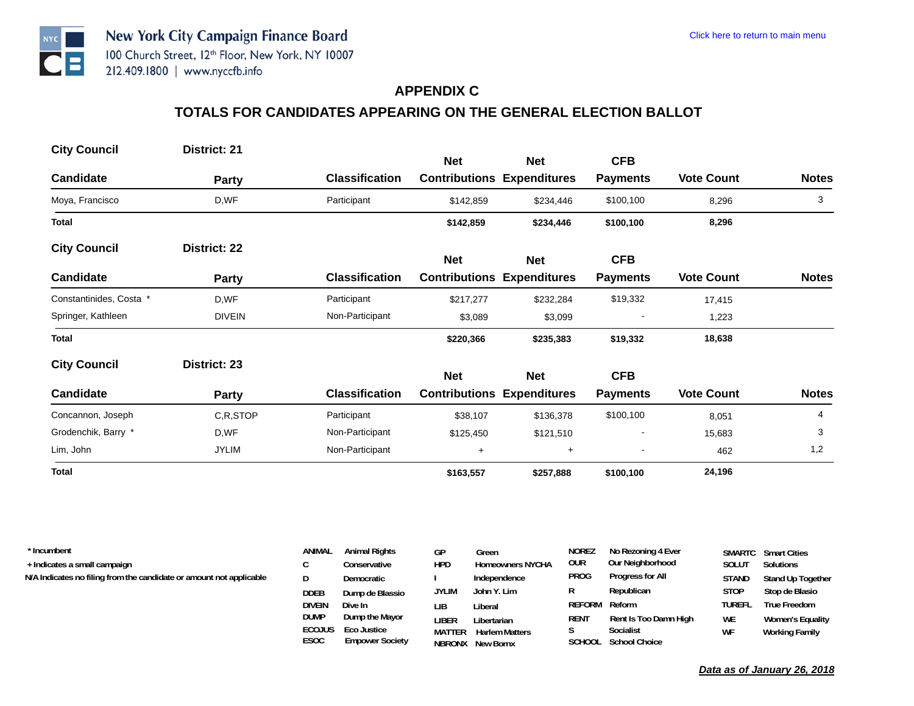New York City Campaign Finance Board
100 Church Street, 12th Floor, New York, NY 10007
212.409.1800 | www.nyccfb.info

Click here to return to main menu

## APPENDIX C

## TOTALS FOR CANDIDATES APPEARING ON THE GENERAL ELECTION BALLOT

**City Council** **District: 21**

| Candidate | Party | Classification | Net Contributions | Net Expenditures | CFB Payments | Vote Count | Notes |
|---|---|---|---|---|---|---|---|
| Moya, Francisco | D,WF | Participant | $142,859 | $234,446 | $100,100 | 8,296 | 3 |
| **Total** | | | **$142,859** | **$234,446** | **$100,100** | **8,296** | |

**City Council** **District: 22**

| Candidate | Party | Classification | Net Contributions | Net Expenditures | CFB Payments | Vote Count | Notes |
|---|---|---|---|---|---|---|---|
| Constantinides, Costa * | D,WF | Participant | $217,277 | $232,284 | $19,332 | 17,415 | |
| Springer, Kathleen | DIVEIN | Non-Participant | $3,089 | $3,099 | - | 1,223 | |
| **Total** | | | **$220,366** | **$235,383** | **$19,332** | **18,638** | |

**City Council** **District: 23**

| Candidate | Party | Classification | Net Contributions | Net Expenditures | CFB Payments | Vote Count | Notes |
|---|---|---|---|---|---|---|---|
| Concannon, Joseph | C,R,STOP | Participant | $38,107 | $136,378 | $100,100 | 8,051 | 4 |
| Grodenchik, Barry * | D,WF | Non-Participant | $125,450 | $121,510 | - | 15,683 | 3 |
| Lim, John | JYLIM | Non-Participant | + | + | - | 462 | 1,2 |
| **Total** | | | **$163,557** | **$257,888** | **$100,100** | **24,196** | |

\* Incumbent
\+ Indicates a small campaign
N/A Indicates no filing from the candidate or amount not applicable

| Code | Party | Code | Party | Code | Party | Code | Party |
|---|---|---|---|---|---|---|---|
| ANIMAL | Animal Rights | GP | Green | NOREZ | No Rezoning 4 Ever | SMARTC | Smart Cities |
| C | Conservative | HPD | Homeowners NYCHA | OUR | Our Neighborhood | SOLUT | Solutions |
| D | Democratic | I | Independence | PROG | Progress for All | STAND | Stand Up Together |
| DDEB | Dump de Blassio | JYLIM | John Y. Lim | R | Republican | STOP | Stop de Blasio |
| DIVEIN | Dive In | LIB | Liberal | REFORM | Reform | TUREFL | True Freedom |
| DUMP | Dump the Mayor | LIBER | Libertarian | RENT | Rent Is Too Damn High | WE | Women's Equality |
| ECOJUS | Eco Justice | MATTER | Harlem Matters | S | Socialist | WF | Working Family |
| ESOC | Empower Society | NBRONX | New Bornx | SCHOOL | School Choice | | |

***Data as of January 26, 2018***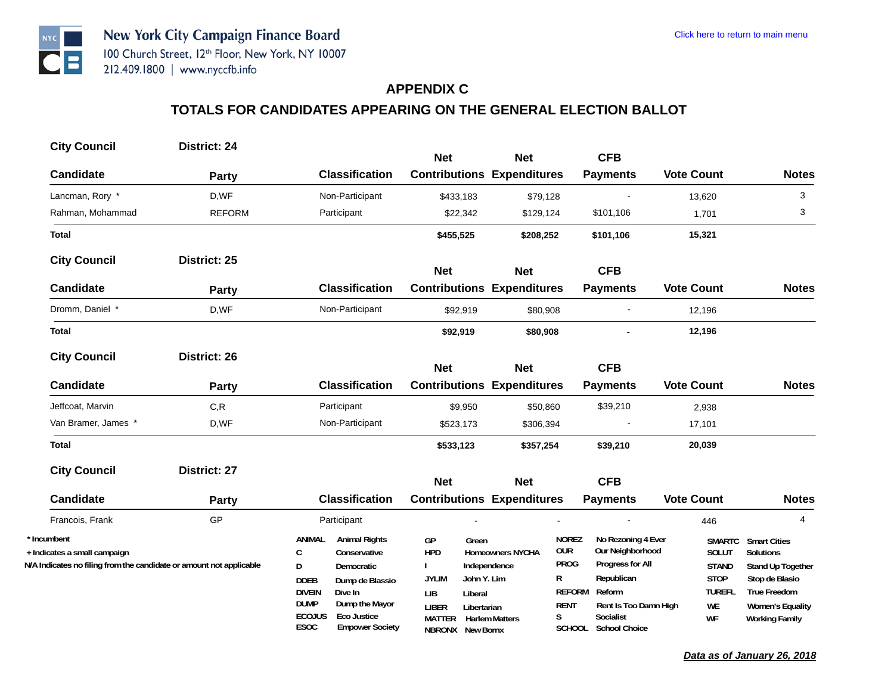## APPENDIX C

## TOTALS FOR CANDIDATES APPEARING ON THE GENERAL ELECTION BALLOT

**City Council** **District: 24**

| Candidate | Party | Classification | Net Contributions | Net Expenditures | CFB Payments | Vote Count | Notes |
|---|---|---|---|---|---|---|---|
| Lancman, Rory * | D,WF | Non-Participant | $433,183 | $79,128 | - | 13,620 | 3 |
| Rahman, Mohammad | REFORM | Participant | $22,342 | $129,124 | $101,106 | 1,701 | 3 |
| **Total** | | | **$455,525** | **$208,252** | **$101,106** | **15,321** | |

**City Council** **District: 25**

| Candidate | Party | Classification | Net Contributions | Net Expenditures | CFB Payments | Vote Count | Notes |
|---|---|---|---|---|---|---|---|
| Dromm, Daniel * | D,WF | Non-Participant | $92,919 | $80,908 | - | 12,196 | |
| **Total** | | | **$92,919** | **$80,908** | **-** | **12,196** | |

**City Council** **District: 26**

| Candidate | Party | Classification | Net Contributions | Net Expenditures | CFB Payments | Vote Count | Notes |
|---|---|---|---|---|---|---|---|
| Jeffcoat, Marvin | C,R | Participant | $9,950 | $50,860 | $39,210 | 2,938 | |
| Van Bramer, James * | D,WF | Non-Participant | $523,173 | $306,394 | - | 17,101 | |
| **Total** | | | **$533,123** | **$357,254** | **$39,210** | **20,039** | |

**City Council** **District: 27**

| Candidate | Party | Classification | Net Contributions | Net Expenditures | CFB Payments | Vote Count | Notes |
|---|---|---|---|---|---|---|---|
| Francois, Frank | GP | Participant | - | - | - | 446 | 4 |

\* Incumbent
\+ Indicates a small campaign
N/A Indicates no filing from the candidate or amount not applicable

| Code | Party | Code | Party | Code | Party | Code | Party |
|---|---|---|---|---|---|---|---|
| ANIMAL | Animal Rights | GP | Green | NOREZ | No Rezoning 4 Ever | SMARTC | Smart Cities |
| C | Conservative | HPD | Homeowners NYCHA | OUR | Our Neighborhood | SOLUT | Solutions |
| D | Democratic | I | Independence | PROG | Progress for All | STAND | Stand Up Together |
| DDEB | Dump de Blassio | JYLIM | John Y. Lim | R | Republican | STOP | Stop de Blasio |
| DIVEIN | Dive In | LIB | Liberal | REFORM | Reform | TUREFL | True Freedom |
| DUMP | Dump the Mayor | LIBER | Libertarian | RENT | Rent Is Too Damn High | WE | Women's Equality |
| ECOJUS | Eco Justice | MATTER | Harlem Matters | S | Socialist | WF | Working Family |
| ESOC | Empower Society | NBRONX | New Bornx | SCHOOL | School Choice | | |

***Data as of January 26, 2018***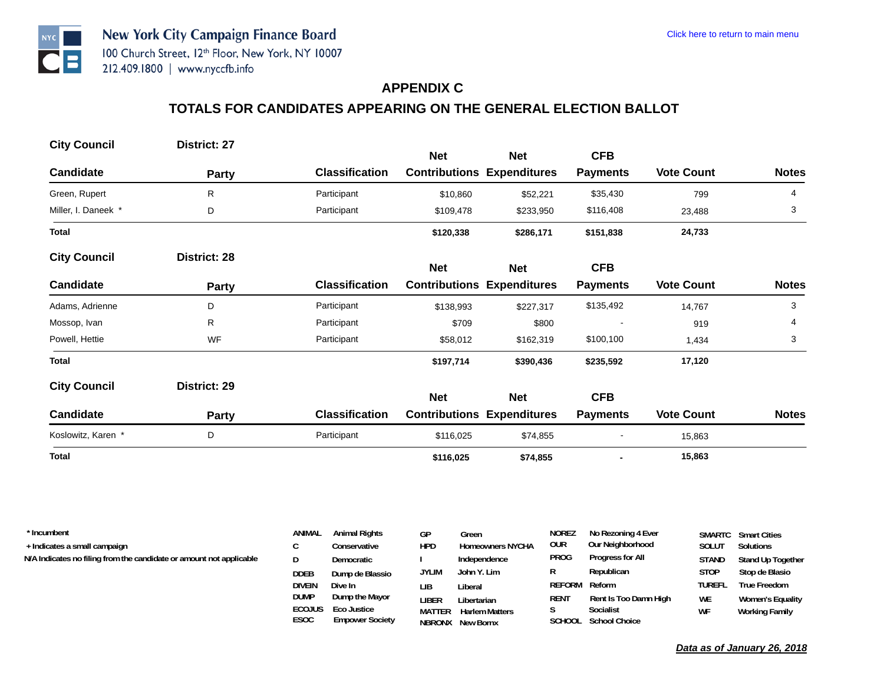New York City Campaign Finance Board
100 Church Street, 12th Floor, New York, NY 10007
212.409.1800 | www.nyccfb.info

Click here to return to main menu

## APPENDIX C

## TOTALS FOR CANDIDATES APPEARING ON THE GENERAL ELECTION BALLOT

**City Council** **District: 27**

| Candidate | Party | Classification | Net Contributions | Net Expenditures | CFB Payments | Vote Count | Notes |
|---|---|---|---|---|---|---|---|
| Green, Rupert | R | Participant | $10,860 | $52,221 | $35,430 | 799 | 4 |
| Miller, I. Daneek * | D | Participant | $109,478 | $233,950 | $116,408 | 23,488 | 3 |
| **Total** | | | **$120,338** | **$286,171** | **$151,838** | **24,733** | |

**City Council** **District: 28**

| Candidate | Party | Classification | Net Contributions | Net Expenditures | CFB Payments | Vote Count | Notes |
|---|---|---|---|---|---|---|---|
| Adams, Adrienne | D | Participant | $138,993 | $227,317 | $135,492 | 14,767 | 3 |
| Mossop, Ivan | R | Participant | $709 | $800 | - | 919 | 4 |
| Powell, Hettie | WF | Participant | $58,012 | $162,319 | $100,100 | 1,434 | 3 |
| **Total** | | | **$197,714** | **$390,436** | **$235,592** | **17,120** | |

**City Council** **District: 29**

| Candidate | Party | Classification | Net Contributions | Net Expenditures | CFB Payments | Vote Count | Notes |
|---|---|---|---|---|---|---|---|
| Koslowitz, Karen * | D | Participant | $116,025 | $74,855 | - | 15,863 | |
| **Total** | | | **$116,025** | **$74,855** | **-** | **15,863** | |

\* Incumbent
\+ Indicates a small campaign
N/A Indicates no filing from the candidate or amount not applicable

| Code | Party | Code | Party | Code | Party | Code | Party |
|---|---|---|---|---|---|---|---|
| ANIMAL | Animal Rights | GP | Green | NOREZ | No Rezoning 4 Ever | SMARTC | Smart Cities |
| C | Conservative | HPD | Homeowners NYCHA | OUR | Our Neighborhood | SOLUT | Solutions |
| D | Democratic | I | Independence | PROG | Progress for All | STAND | Stand Up Together |
| DDEB | Dump de Blassio | JYLIM | John Y. Lim | R | Republican | STOP | Stop de Blasio |
| DIVEIN | Dive In | LIB | Liberal | REFORM | Reform | TUREFL | True Freedom |
| DUMP | Dump the Mayor | LIBER | Libertarian | RENT | Rent Is Too Damn High | WE | Women's Equality |
| ECOJUS | Eco Justice | MATTER | Harlem Matters | S | Socialist | WF | Working Family |
| ESOC | Empower Society | NBRONX | New Bornx | SCHOOL | School Choice | | |

***Data as of January 26, 2018***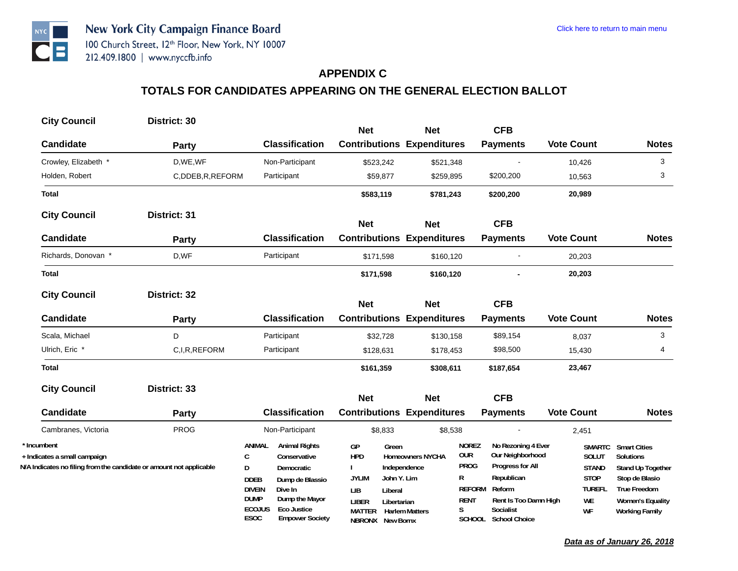New York City Campaign Finance Board
100 Church Street, 12th Floor, New York, NY 10007
212.409.1800 | www.nyccfb.info

Click here to return to main menu

## APPENDIX C

## TOTALS FOR CANDIDATES APPEARING ON THE GENERAL ELECTION BALLOT

**City Council** **District: 30**

| Candidate | Party | Classification | Net Contributions | Net Expenditures | CFB Payments | Vote Count | Notes |
|---|---|---|---|---|---|---|---|
| Crowley, Elizabeth * | D,WE,WF | Non-Participant | $523,242 | $521,348 | - | 10,426 | 3 |
| Holden, Robert | C,DDEB,R,REFORM | Participant | $59,877 | $259,895 | $200,200 | 10,563 | 3 |
| **Total** | | | **$583,119** | **$781,243** | **$200,200** | **20,989** | |

**City Council** **District: 31**

| Candidate | Party | Classification | Net Contributions | Net Expenditures | CFB Payments | Vote Count | Notes |
|---|---|---|---|---|---|---|---|
| Richards, Donovan * | D,WF | Participant | $171,598 | $160,120 | - | 20,203 | |
| **Total** | | | **$171,598** | **$160,120** | **-** | **20,203** | |

**City Council** **District: 32**

| Candidate | Party | Classification | Net Contributions | Net Expenditures | CFB Payments | Vote Count | Notes |
|---|---|---|---|---|---|---|---|
| Scala, Michael | D | Participant | $32,728 | $130,158 | $89,154 | 8,037 | 3 |
| Ulrich, Eric * | C,I,R,REFORM | Participant | $128,631 | $178,453 | $98,500 | 15,430 | 4 |
| **Total** | | | **$161,359** | **$308,611** | **$187,654** | **23,467** | |

**City Council** **District: 33**

| Candidate | Party | Classification | Net Contributions | Net Expenditures | CFB Payments | Vote Count | Notes |
|---|---|---|---|---|---|---|---|
| Cambranes, Victoria | PROG | Non-Participant | $8,833 | $8,538 | - | 2,451 | |

\* Incumbent
\+ Indicates a small campaign
N/A Indicates no filing from the candidate or amount not applicable

| Abbr. | Party | Abbr. | Party | Abbr. | Party | Abbr. | Party |
|---|---|---|---|---|---|---|---|
| ANIMAL | Animal Rights | GP | Green | NOREZ | No Rezoning 4 Ever | SMARTC | Smart Cities |
| C | Conservative | HPD | Homeowners NYCHA | OUR | Our Neighborhood | SOLUT | Solutions |
| D | Democratic | I | Independence | PROG | Progress for All | STAND | Stand Up Together |
| DDEB | Dump de Blassio | JYLIM | John Y. Lim | R | Republican | STOP | Stop de Blasio |
| DIVEIN | Dive In | LIB | Liberal | REFORM | Reform | TUREFL | True Freedom |
| DUMP | Dump the Mayor | LIBER | Libertarian | RENT | Rent Is Too Damn High | WE | Women's Equality |
| ECOJUS | Eco Justice | MATTER | Harlem Matters | S | Socialist | WF | Working Family |
| ESOC | Empower Society | NBRONX | New Bornx | SCHOOL | School Choice | | |

***Data as of January 26, 2018***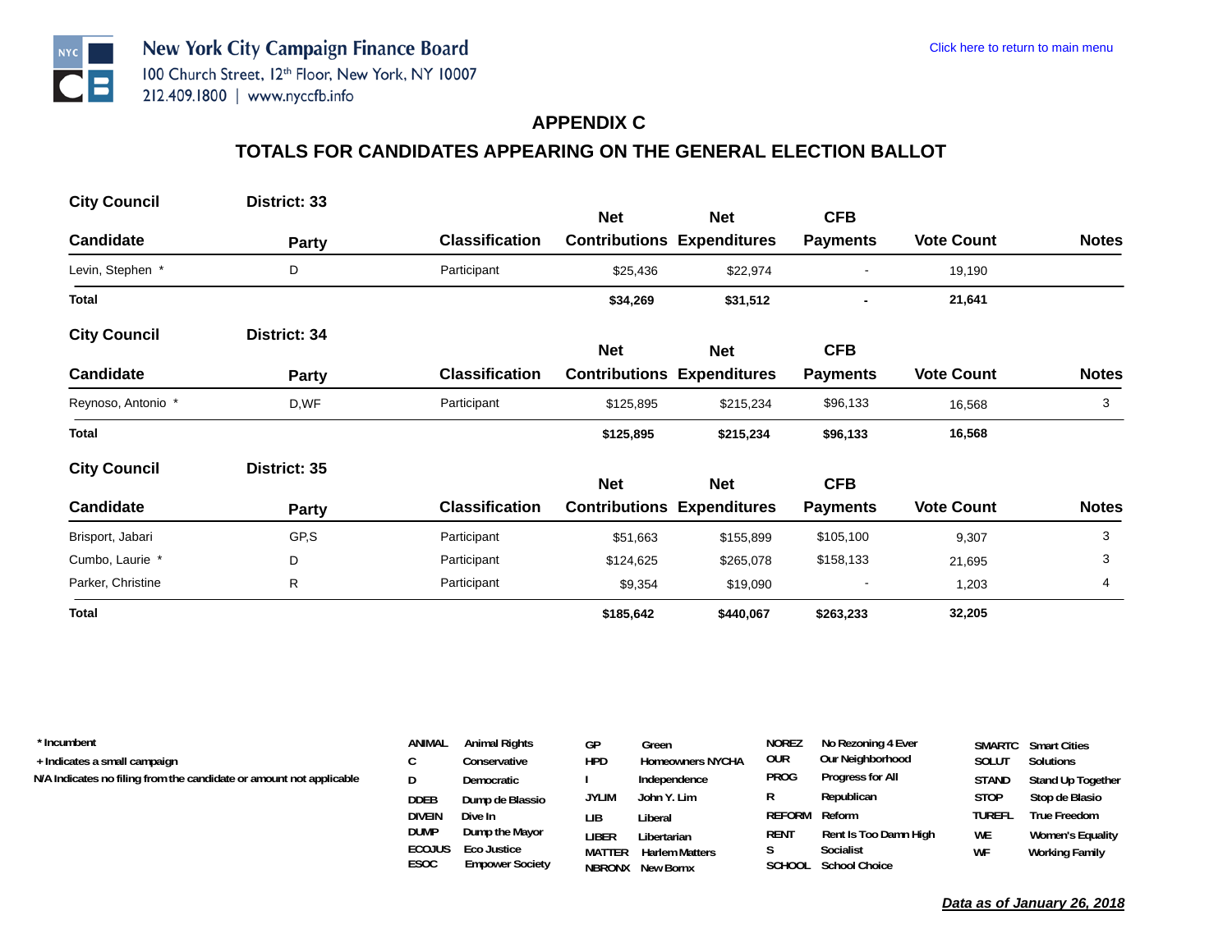New York City Campaign Finance Board
100 Church Street, 12th Floor, New York, NY 10007
212.409.1800 | www.nyccfb.info

Click here to return to main menu

## APPENDIX C

## TOTALS FOR CANDIDATES APPEARING ON THE GENERAL ELECTION BALLOT

**City Council** **District: 33**

| Candidate | Party | Classification | Net Contributions | Net Expenditures | CFB Payments | Vote Count | Notes |
|---|---|---|---|---|---|---|---|
| Levin, Stephen * | D | Participant | $25,436 | $22,974 | - | 19,190 | |
| **Total** | | | **$34,269** | **$31,512** | **-** | **21,641** | |

**City Council** **District: 34**

| Candidate | Party | Classification | Net Contributions | Net Expenditures | CFB Payments | Vote Count | Notes |
|---|---|---|---|---|---|---|---|
| Reynoso, Antonio * | D,WF | Participant | $125,895 | $215,234 | $96,133 | 16,568 | 3 |
| **Total** | | | **$125,895** | **$215,234** | **$96,133** | **16,568** | |

**City Council** **District: 35**

| Candidate | Party | Classification | Net Contributions | Net Expenditures | CFB Payments | Vote Count | Notes |
|---|---|---|---|---|---|---|---|
| Brisport, Jabari | GP,S | Participant | $51,663 | $155,899 | $105,100 | 9,307 | 3 |
| Cumbo, Laurie * | D | Participant | $124,625 | $265,078 | $158,133 | 21,695 | 3 |
| Parker, Christine | R | Participant | $9,354 | $19,090 | - | 1,203 | 4 |
| **Total** | | | **$185,642** | **$440,067** | **$263,233** | **32,205** | |

\* Incumbent
\+ Indicates a small campaign
N/A Indicates no filing from the candidate or amount not applicable

| | | | | | | | |
|---|---|---|---|---|---|---|---|
| ANIMAL | Animal Rights | GP | Green | NOREZ | No Rezoning 4 Ever | SMARTC | Smart Cities |
| C | Conservative | HPD | Homeowners NYCHA | OUR | Our Neighborhood | SOLUT | Solutions |
| D | Democratic | I | Independence | PROG | Progress for All | STAND | Stand Up Together |
| DDEB | Dump de Blassio | JYLIM | John Y. Lim | R | Republican | STOP | Stop de Blasio |
| DIVEIN | Dive In | LIB | Liberal | REFORM | Reform | TUREFL | True Freedom |
| DUMP | Dump the Mayor | LIBER | Libertarian | RENT | Rent Is Too Damn High | WE | Women's Equality |
| ECOJUS | Eco Justice | MATTER | Harlem Matters | S | Socialist | WF | Working Family |
| ESOC | Empower Society | NBRONX | New Bornx | SCHOOL | School Choice | | |

***Data as of January 26, 2018***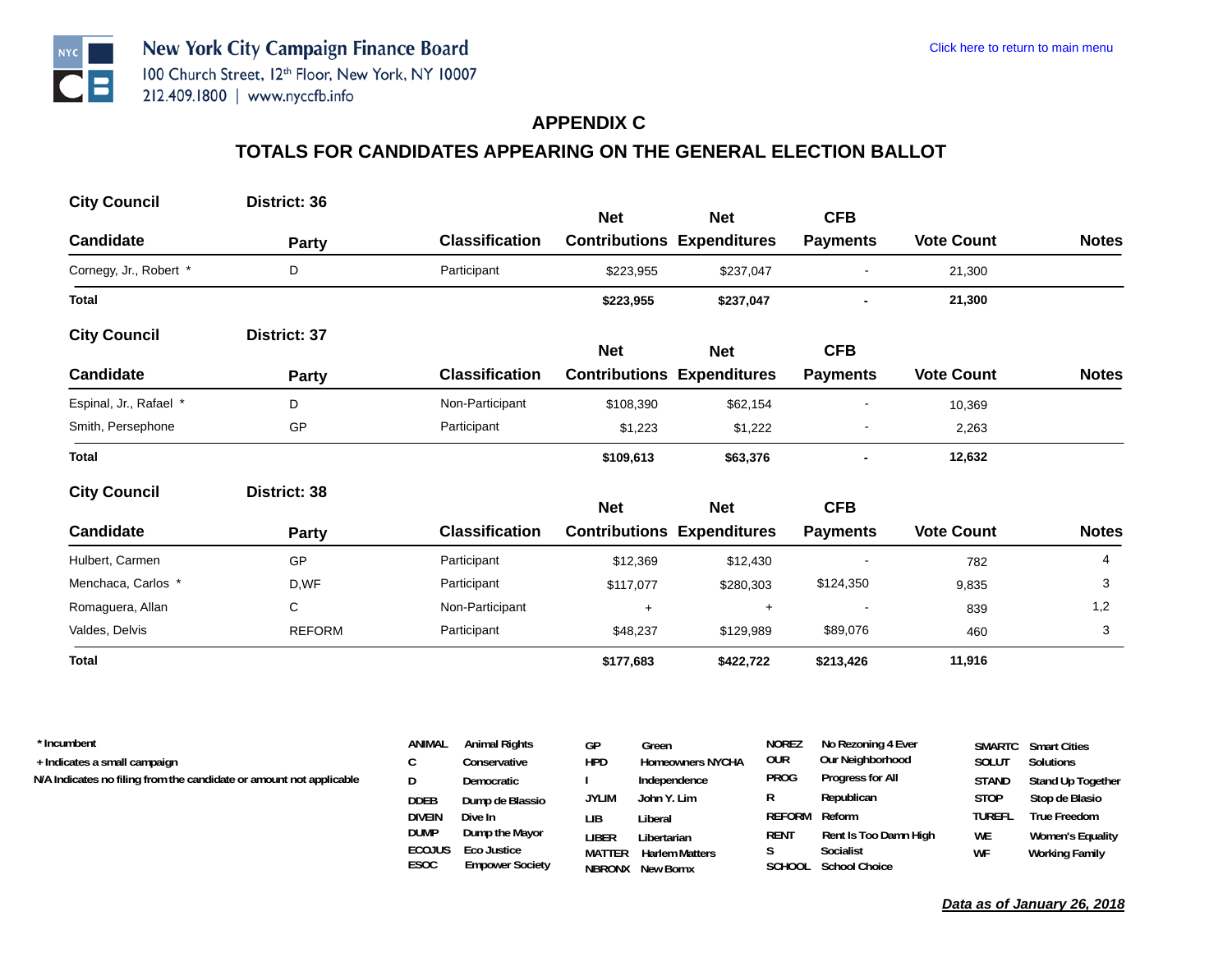New York City Campaign Finance Board
100 Church Street, 12th Floor, New York, NY 10007
212.409.1800 | www.nyccfb.info

Click here to return to main menu

## APPENDIX C

## TOTALS FOR CANDIDATES APPEARING ON THE GENERAL ELECTION BALLOT

**City Council** **District: 36**

| Candidate | Party | Classification | Net Contributions | Net Expenditures | CFB Payments | Vote Count | Notes |
|---|---|---|---|---|---|---|---|
| Cornegy, Jr., Robert * | D | Participant | $223,955 | $237,047 | - | 21,300 | |
| **Total** | | | **$223,955** | **$237,047** | **-** | **21,300** | |

**City Council** **District: 37**

| Candidate | Party | Classification | Net Contributions | Net Expenditures | CFB Payments | Vote Count | Notes |
|---|---|---|---|---|---|---|---|
| Espinal, Jr., Rafael * | D | Non-Participant | $108,390 | $62,154 | - | 10,369 | |
| Smith, Persephone | GP | Participant | $1,223 | $1,222 | - | 2,263 | |
| **Total** | | | **$109,613** | **$63,376** | **-** | **12,632** | |

**City Council** **District: 38**

| Candidate | Party | Classification | Net Contributions | Net Expenditures | CFB Payments | Vote Count | Notes |
|---|---|---|---|---|---|---|---|
| Hulbert, Carmen | GP | Participant | $12,369 | $12,430 | - | 782 | 4 |
| Menchaca, Carlos * | D,WF | Participant | $117,077 | $280,303 | $124,350 | 9,835 | 3 |
| Romaguera, Allan | C | Non-Participant | + | + | - | 839 | 1,2 |
| Valdes, Delvis | REFORM | Participant | $48,237 | $129,989 | $89,076 | 460 | 3 |
| **Total** | | | **$177,683** | **$422,722** | **$213,426** | **11,916** | |

\* Incumbent
\+ Indicates a small campaign
N/A Indicates no filing from the candidate or amount not applicable

| Code | Party | Code | Party | Code | Party | Code | Party |
|---|---|---|---|---|---|---|---|
| ANIMAL | Animal Rights | GP | Green | NOREZ | No Rezoning 4 Ever | SMARTC | Smart Cities |
| C | Conservative | HPD | Homeowners NYCHA | OUR | Our Neighborhood | SOLUT | Solutions |
| D | Democratic | I | Independence | PROG | Progress for All | STAND | Stand Up Together |
| DDEB | Dump de Blassio | JYLIM | John Y. Lim | R | Republican | STOP | Stop de Blasio |
| DIVEIN | Dive In | LIB | Liberal | REFORM | Reform | TUREFL | True Freedom |
| DUMP | Dump the Mayor | LIBER | Libertarian | RENT | Rent Is Too Damn High | WE | Women's Equality |
| ECOJUS | Eco Justice | MATTER | Harlem Matters | S | Socialist | WF | Working Family |
| ESOC | Empower Society | NBRONX | New Bornx | SCHOOL | School Choice | | |

***Data as of January 26, 2018***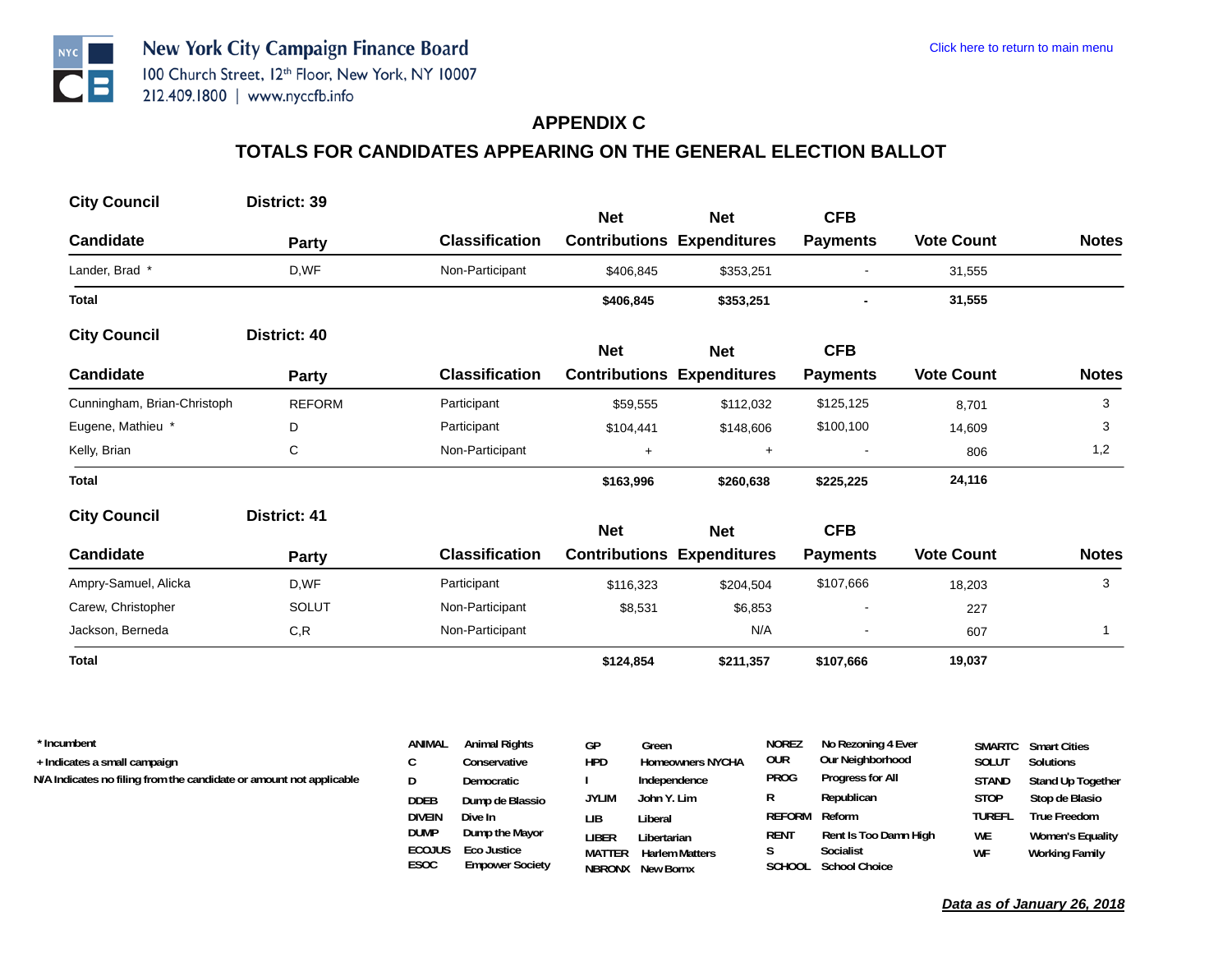New York City Campaign Finance Board
100 Church Street, 12th Floor, New York, NY 10007
212.409.1800 | www.nyccfb.info

Click here to return to main menu

## APPENDIX C

## TOTALS FOR CANDIDATES APPEARING ON THE GENERAL ELECTION BALLOT

**City Council** **District: 39**

| Candidate | Party | Classification | Net Contributions | Net Expenditures | CFB Payments | Vote Count | Notes |
|---|---|---|---|---|---|---|---|
| Lander, Brad * | D,WF | Non-Participant | $406,845 | $353,251 | - | 31,555 | |
| **Total** | | | **$406,845** | **$353,251** | **-** | **31,555** | |

**City Council** **District: 40**

| Candidate | Party | Classification | Net Contributions | Net Expenditures | CFB Payments | Vote Count | Notes |
|---|---|---|---|---|---|---|---|
| Cunningham, Brian-Christoph | REFORM | Participant | $59,555 | $112,032 | $125,125 | 8,701 | 3 |
| Eugene, Mathieu * | D | Participant | $104,441 | $148,606 | $100,100 | 14,609 | 3 |
| Kelly, Brian | C | Non-Participant | + | + | - | 806 | 1,2 |
| **Total** | | | **$163,996** | **$260,638** | **$225,225** | **24,116** | |

**City Council** **District: 41**

| Candidate | Party | Classification | Net Contributions | Net Expenditures | CFB Payments | Vote Count | Notes |
|---|---|---|---|---|---|---|---|
| Ampry-Samuel, Alicka | D,WF | Participant | $116,323 | $204,504 | $107,666 | 18,203 | 3 |
| Carew, Christopher | SOLUT | Non-Participant | $8,531 | $6,853 | - | 227 | |
| Jackson, Berneda | C,R | Non-Participant | | N/A | - | 607 | 1 |
| **Total** | | | **$124,854** | **$211,357** | **$107,666** | **19,037** | |

\* Incumbent
\+ Indicates a small campaign
N/A Indicates no filing from the candidate or amount not applicable

| Code | Party | Code | Party | Code | Party | Code | Party |
|---|---|---|---|---|---|---|---|
| ANIMAL | Animal Rights | GP | Green | NOREZ | No Rezoning 4 Ever | SMARTC | Smart Cities |
| C | Conservative | HPD | Homeowners NYCHA | OUR | Our Neighborhood | SOLUT | Solutions |
| D | Democratic | I | Independence | PROG | Progress for All | STAND | Stand Up Together |
| DDEB | Dump de Blassio | JYLIM | John Y. Lim | R | Republican | STOP | Stop de Blasio |
| DIVEIN | Dive In | LIB | Liberal | REFORM | Reform | TUREFL | True Freedom |
| DUMP | Dump the Mayor | LIBER | Libertarian | RENT | Rent Is Too Damn High | WE | Women's Equality |
| ECOJUS | Eco Justice | MATTER | Harlem Matters | S | Socialist | WF | Working Family |
| ESOC | Empower Society | NBRONX | New Bornx | SCHOOL | School Choice | | |

***Data as of January 26, 2018***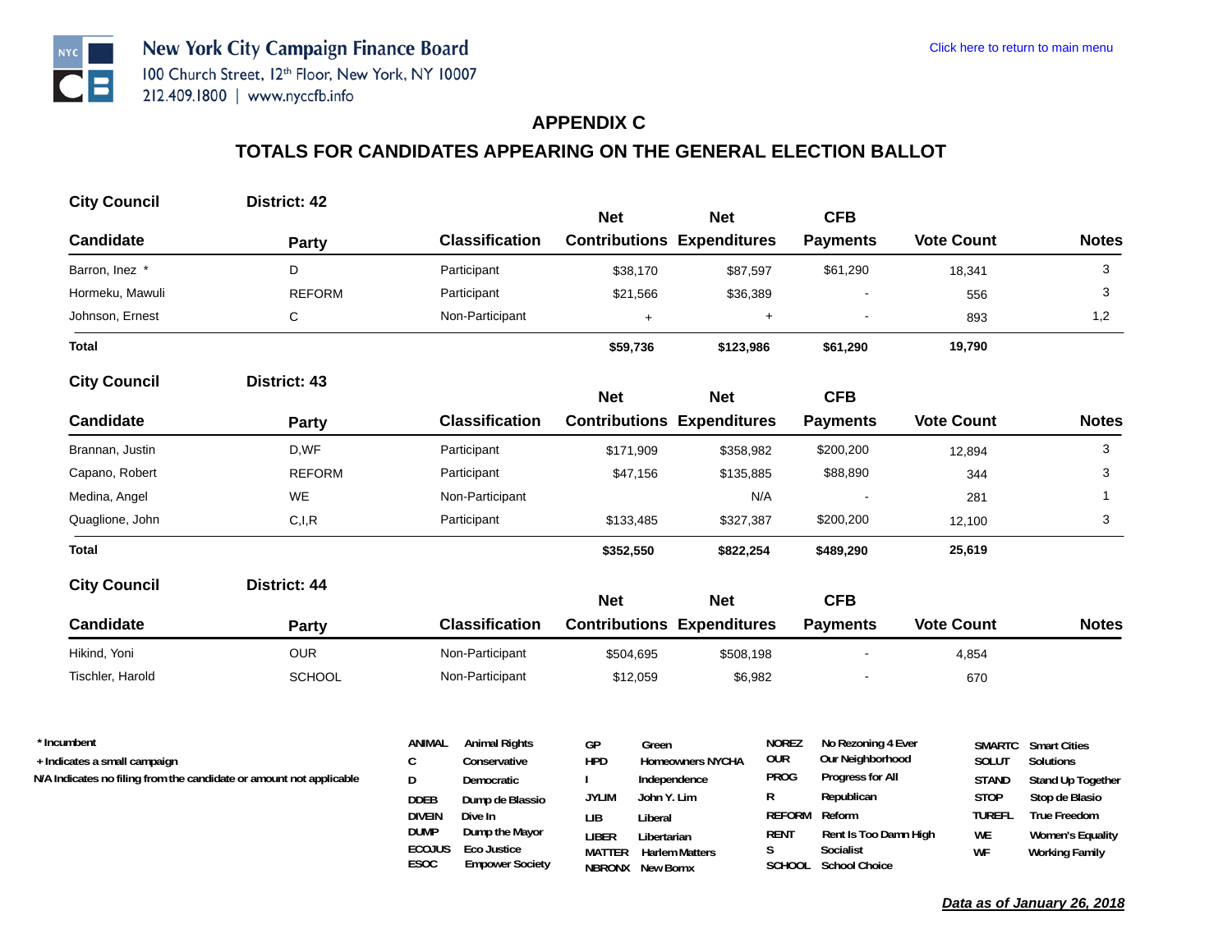New York City Campaign Finance Board
100 Church Street, 12th Floor, New York, NY 10007
212.409.1800 | www.nyccfb.info

Click here to return to main menu

## APPENDIX C

## TOTALS FOR CANDIDATES APPEARING ON THE GENERAL ELECTION BALLOT

**City Council** **District: 42**

| Candidate | Party | Classification | Net Contributions | Net Expenditures | CFB Payments | Vote Count | Notes |
|---|---|---|---|---|---|---|---|
| Barron, Inez * | D | Participant | $38,170 | $87,597 | $61,290 | 18,341 | 3 |
| Hormeku, Mawuli | REFORM | Participant | $21,566 | $36,389 | - | 556 | 3 |
| Johnson, Ernest | C | Non-Participant | + | + | - | 893 | 1,2 |
| **Total** | | | **$59,736** | **$123,986** | **$61,290** | **19,790** | |

**City Council** **District: 43**

| Candidate | Party | Classification | Net Contributions | Net Expenditures | CFB Payments | Vote Count | Notes |
|---|---|---|---|---|---|---|---|
| Brannan, Justin | D,WF | Participant | $171,909 | $358,982 | $200,200 | 12,894 | 3 |
| Capano, Robert | REFORM | Participant | $47,156 | $135,885 | $88,890 | 344 | 3 |
| Medina, Angel | WE | Non-Participant | | N/A | - | 281 | 1 |
| Quaglione, John | C,I,R | Participant | $133,485 | $327,387 | $200,200 | 12,100 | 3 |
| **Total** | | | **$352,550** | **$822,254** | **$489,290** | **25,619** | |

**City Council** **District: 44**

| Candidate | Party | Classification | Net Contributions | Net Expenditures | CFB Payments | Vote Count | Notes |
|---|---|---|---|---|---|---|---|
| Hikind, Yoni | OUR | Non-Participant | $504,695 | $508,198 | - | 4,854 | |
| Tischler, Harold | SCHOOL | Non-Participant | $12,059 | $6,982 | - | 670 | |

\* Incumbent
\+ Indicates a small campaign
N/A Indicates no filing from the candidate or amount not applicable

| Code | Party | Code | Party | Code | Party | Code | Party |
|---|---|---|---|---|---|---|---|
| ANIMAL | Animal Rights | GP | Green | NOREZ | No Rezoning 4 Ever | SMARTC | Smart Cities |
| C | Conservative | HPD | Homeowners NYCHA | OUR | Our Neighborhood | SOLUT | Solutions |
| D | Democratic | I | Independence | PROG | Progress for All | STAND | Stand Up Together |
| DDEB | Dump de Blassio | JYLIM | John Y. Lim | R | Republican | STOP | Stop de Blasio |
| DIVEIN | Dive In | LIB | Liberal | REFORM | Reform | TUREFL | True Freedom |
| DUMP | Dump the Mayor | LIBER | Libertarian | RENT | Rent Is Too Damn High | WE | Women's Equality |
| ECOJUS | Eco Justice | MATTER | Harlem Matters | S | Socialist | WF | Working Family |
| ESOC | Empower Society | NBRONX | New Bornx | SCHOOL | School Choice | | |

***Data as of January 26, 2018***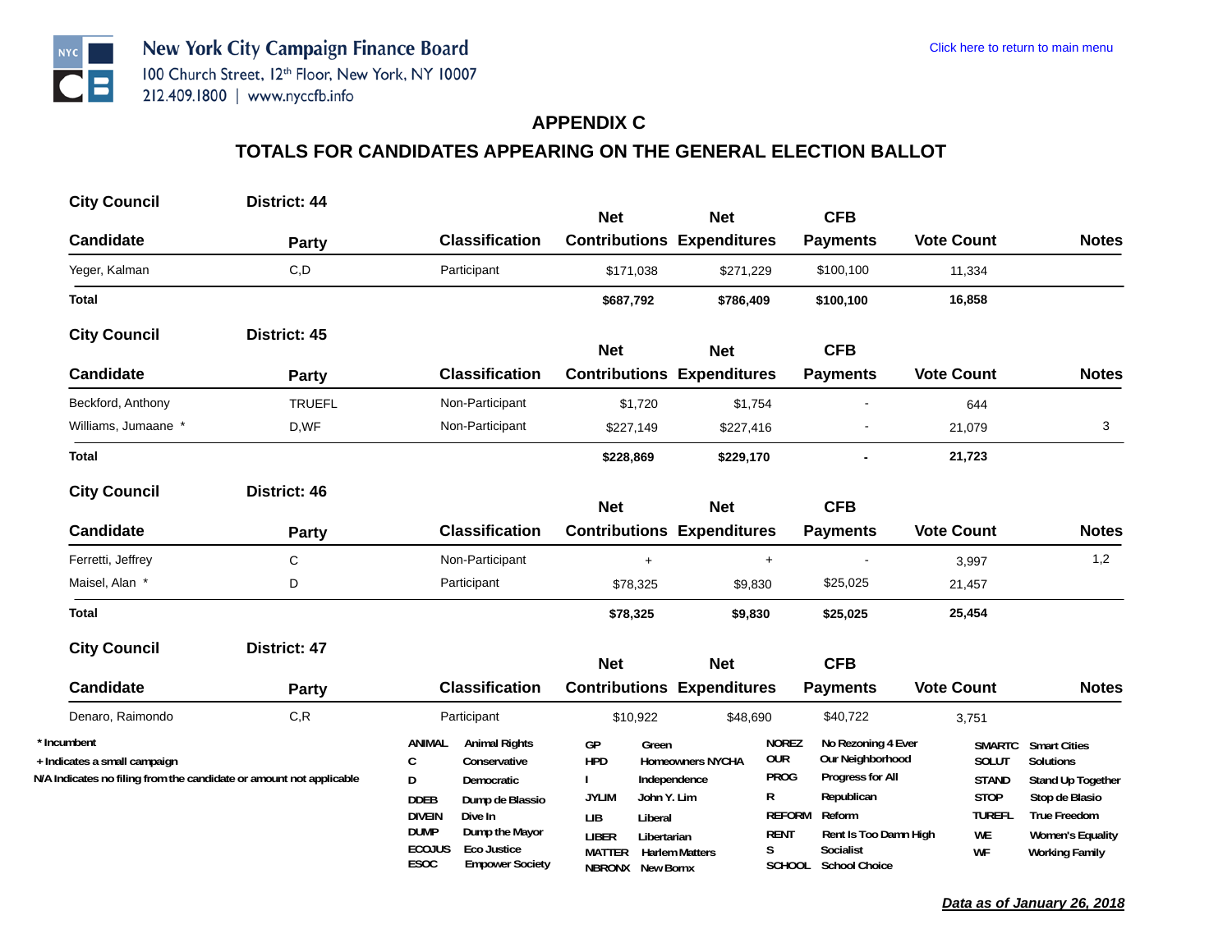# APPENDIX C

## TOTALS FOR CANDIDATES APPEARING ON THE GENERAL ELECTION BALLOT

**City Council** — **District: 44**

| Candidate | Party | Classification | Net Contributions | Net Expenditures | CFB Payments | Vote Count | Notes |
|---|---|---|---|---|---|---|---|
| Yeger, Kalman | C,D | Participant | $171,038 | $271,229 | $100,100 | 11,334 | |
| **Total** | | | **$687,792** | **$786,409** | **$100,100** | **16,858** | |

**City Council** — **District: 45**

| Candidate | Party | Classification | Net Contributions | Net Expenditures | CFB Payments | Vote Count | Notes |
|---|---|---|---|---|---|---|---|
| Beckford, Anthony | TRUEFL | Non-Participant | $1,720 | $1,754 | - | 644 | |
| Williams, Jumaane * | D,WF | Non-Participant | $227,149 | $227,416 | - | 21,079 | 3 |
| **Total** | | | **$228,869** | **$229,170** | **-** | **21,723** | |

**City Council** — **District: 46**

| Candidate | Party | Classification | Net Contributions | Net Expenditures | CFB Payments | Vote Count | Notes |
|---|---|---|---|---|---|---|---|
| Ferretti, Jeffrey | C | Non-Participant | + | + | - | 3,997 | 1,2 |
| Maisel, Alan * | D | Participant | $78,325 | $9,830 | $25,025 | 21,457 | |
| **Total** | | | **$78,325** | **$9,830** | **$25,025** | **25,454** | |

**City Council** — **District: 47**

| Candidate | Party | Classification | Net Contributions | Net Expenditures | CFB Payments | Vote Count | Notes |
|---|---|---|---|---|---|---|---|
| Denaro, Raimondo | C,R | Participant | $10,922 | $48,690 | $40,722 | 3,751 | |

\* Incumbent
\+ Indicates a small campaign
N/A Indicates no filing from the candidate or amount not applicable

| Code | Party | Code | Party | Code | Party | Code | Party |
|---|---|---|---|---|---|---|---|
| ANIMAL | Animal Rights | GP | Green | NOREZ | No Rezoning 4 Ever | SMARTC | Smart Cities |
| C | Conservative | HPD | Homeowners NYCHA | OUR | Our Neighborhood | SOLUT | Solutions |
| D | Democratic | I | Independence | PROG | Progress for All | STAND | Stand Up Together |
| DDEB | Dump de Blassio | JYLIM | John Y. Lim | R | Republican | STOP | Stop de Blasio |
| DIVEIN | Dive In | LIB | Liberal | REFORM | Reform | TUREFL | True Freedom |
| DUMP | Dump the Mayor | LIBER | Libertarian | RENT | Rent Is Too Damn High | WE | Women's Equality |
| ECOJUS | Eco Justice | MATTER | Harlem Matters | S | Socialist | WF | Working Family |
| ESOC | Empower Society | NBRONX | New Bornx | SCHOOL | School Choice | | |

***Data as of January 26, 2018***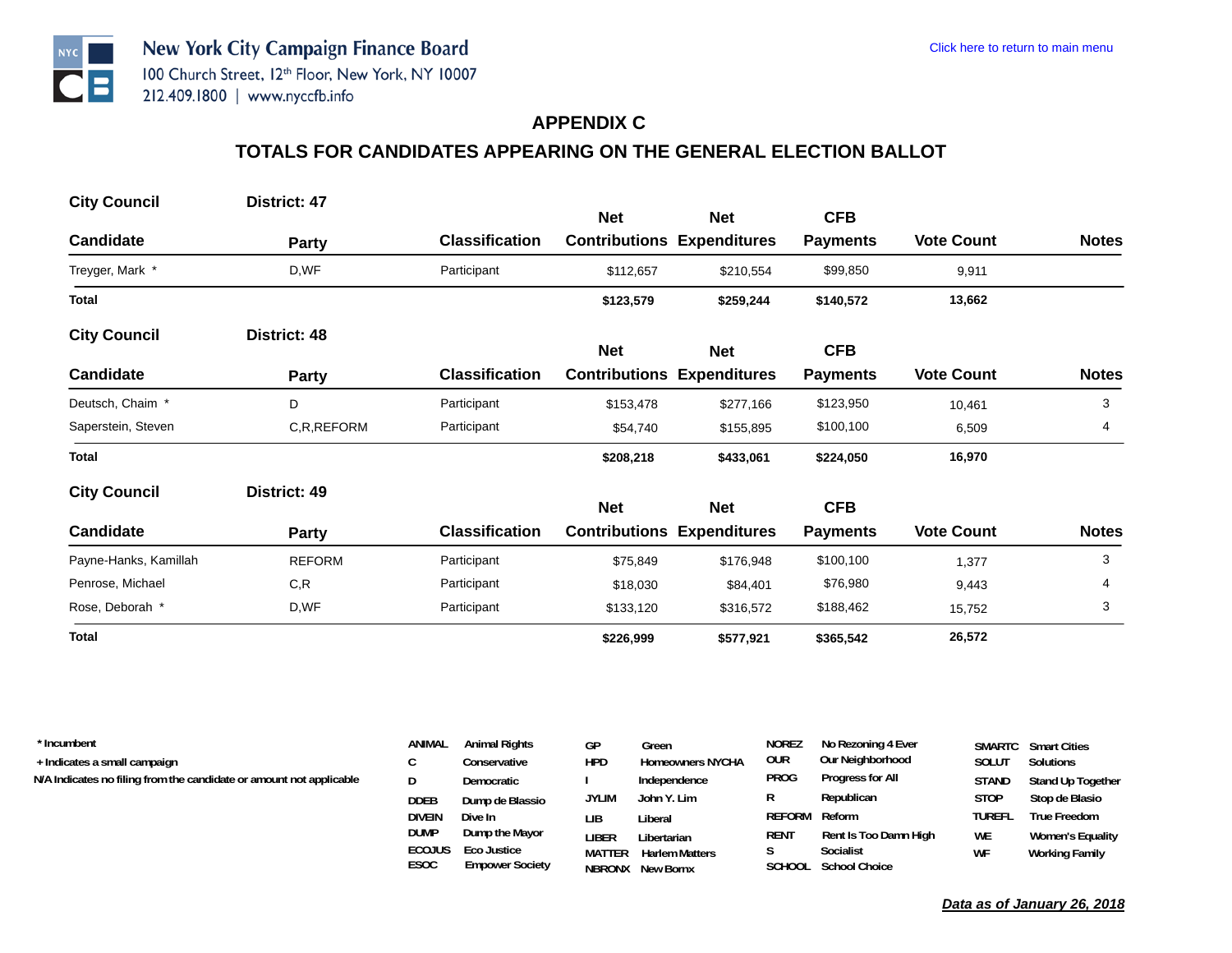New York City Campaign Finance Board
100 Church Street, 12th Floor, New York, NY 10007
212.409.1800 | www.nyccfb.info

Click here to return to main menu

## APPENDIX C

## TOTALS FOR CANDIDATES APPEARING ON THE GENERAL ELECTION BALLOT

**City Council — District: 47**

| Candidate | Party | Classification | Net Contributions | Net Expenditures | CFB Payments | Vote Count | Notes |
|---|---|---|---|---|---|---|---|
| Treyger, Mark * | D,WF | Participant | $112,657 | $210,554 | $99,850 | 9,911 | |
| **Total** | | | **$123,579** | **$259,244** | **$140,572** | **13,662** | |

**City Council — District: 48**

| Candidate | Party | Classification | Net Contributions | Net Expenditures | CFB Payments | Vote Count | Notes |
|---|---|---|---|---|---|---|---|
| Deutsch, Chaim * | D | Participant | $153,478 | $277,166 | $123,950 | 10,461 | 3 |
| Saperstein, Steven | C,R,REFORM | Participant | $54,740 | $155,895 | $100,100 | 6,509 | 4 |
| **Total** | | | **$208,218** | **$433,061** | **$224,050** | **16,970** | |

**City Council — District: 49**

| Candidate | Party | Classification | Net Contributions | Net Expenditures | CFB Payments | Vote Count | Notes |
|---|---|---|---|---|---|---|---|
| Payne-Hanks, Kamillah | REFORM | Participant | $75,849 | $176,948 | $100,100 | 1,377 | 3 |
| Penrose, Michael | C,R | Participant | $18,030 | $84,401 | $76,980 | 9,443 | 4 |
| Rose, Deborah * | D,WF | Participant | $133,120 | $316,572 | $188,462 | 15,752 | 3 |
| **Total** | | | **$226,999** | **$577,921** | **$365,542** | **26,572** | |

\* Incumbent
\+ Indicates a small campaign
N/A Indicates no filing from the candidate or amount not applicable

| Code | Party | Code | Party | Code | Party | Code | Party |
|---|---|---|---|---|---|---|---|
| ANIMAL | Animal Rights | GP | Green | NOREZ | No Rezoning 4 Ever | SMARTC | Smart Cities |
| C | Conservative | HPD | Homeowners NYCHA | OUR | Our Neighborhood | SOLUT | Solutions |
| D | Democratic | I | Independence | PROG | Progress for All | STAND | Stand Up Together |
| DDEB | Dump de Blassio | JYLIM | John Y. Lim | R | Republican | STOP | Stop de Blasio |
| DIVEIN | Dive In | LIB | Liberal | REFORM | Reform | TUREFL | True Freedom |
| DUMP | Dump the Mayor | LIBER | Libertarian | RENT | Rent Is Too Damn High | WE | Women's Equality |
| ECOJUS | Eco Justice | MATTER | Harlem Matters | S | Socialist | WF | Working Family |
| ESOC | Empower Society | NBRONX | New Bornx | SCHOOL | School Choice | | |

***Data as of January 26, 2018***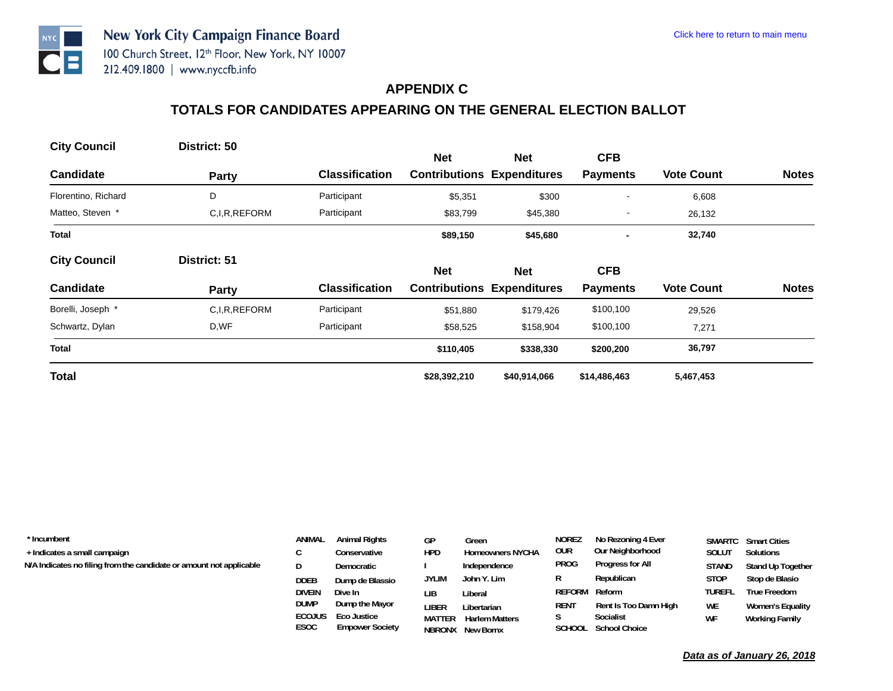New York City Campaign Finance Board
100 Church Street, 12th Floor, New York, NY 10007
212.409.1800 | www.nyccfb.info

Click here to return to main menu

## APPENDIX C

## TOTALS FOR CANDIDATES APPEARING ON THE GENERAL ELECTION BALLOT

**City Council** **District: 50**

| Candidate | Party | Classification | Net Contributions | Net Expenditures | CFB Payments | Vote Count | Notes |
|---|---|---|---|---|---|---|---|
| Florentino, Richard | D | Participant | $5,351 | $300 | - | 6,608 | |
| Matteo, Steven * | C,I,R,REFORM | Participant | $83,799 | $45,380 | - | 26,132 | |
| **Total** | | | **$89,150** | **$45,680** | **-** | **32,740** | |

**City Council** **District: 51**

| Candidate | Party | Classification | Net Contributions | Net Expenditures | CFB Payments | Vote Count | Notes |
|---|---|---|---|---|---|---|---|
| Borelli, Joseph * | C,I,R,REFORM | Participant | $51,880 | $179,426 | $100,100 | 29,526 | |
| Schwartz, Dylan | D,WF | Participant | $58,525 | $158,904 | $100,100 | 7,271 | |
| **Total** | | | **$110,405** | **$338,330** | **$200,200** | **36,797** | |

| | | | | |
|---|---|---|---|---|
| **Total** | **$28,392,210** | **$40,914,066** | **$14,486,463** | **5,467,453** |

\* Incumbent
\+ Indicates a small campaign
N/A Indicates no filing from the candidate or amount not applicable

| | | | | | | | | | |
|---|---|---|---|---|---|---|---|---|---|
| ANIMAL | Animal Rights | GP | Green | NOREZ | No Rezoning 4 Ever | SMARTC | Smart Cities | | |
| C | Conservative | HPD | Homeowners NYCHA | OUR | Our Neighborhood | SOLUT | Solutions | | |
| D | Democratic | I | Independence | PROG | Progress for All | STAND | Stand Up Together | | |
| DDEB | Dump de Blassio | JYLIM | John Y. Lim | R | Republican | STOP | Stop de Blasio | | |
| DIVEIN | Dive In | LIB | Liberal | REFORM | Reform | TUREFL | True Freedom | | |
| DUMP | Dump the Mayor | LIBER | Libertarian | RENT | Rent Is Too Damn High | WE | Women's Equality | | |
| ECOJUS | Eco Justice | MATTER | Harlem Matters | S | Socialist | WF | Working Family | | |
| ESOC | Empower Society | NBRONX | New Bornx | SCHOOL | School Choice | | | | |

***Data as of January 26, 2018***